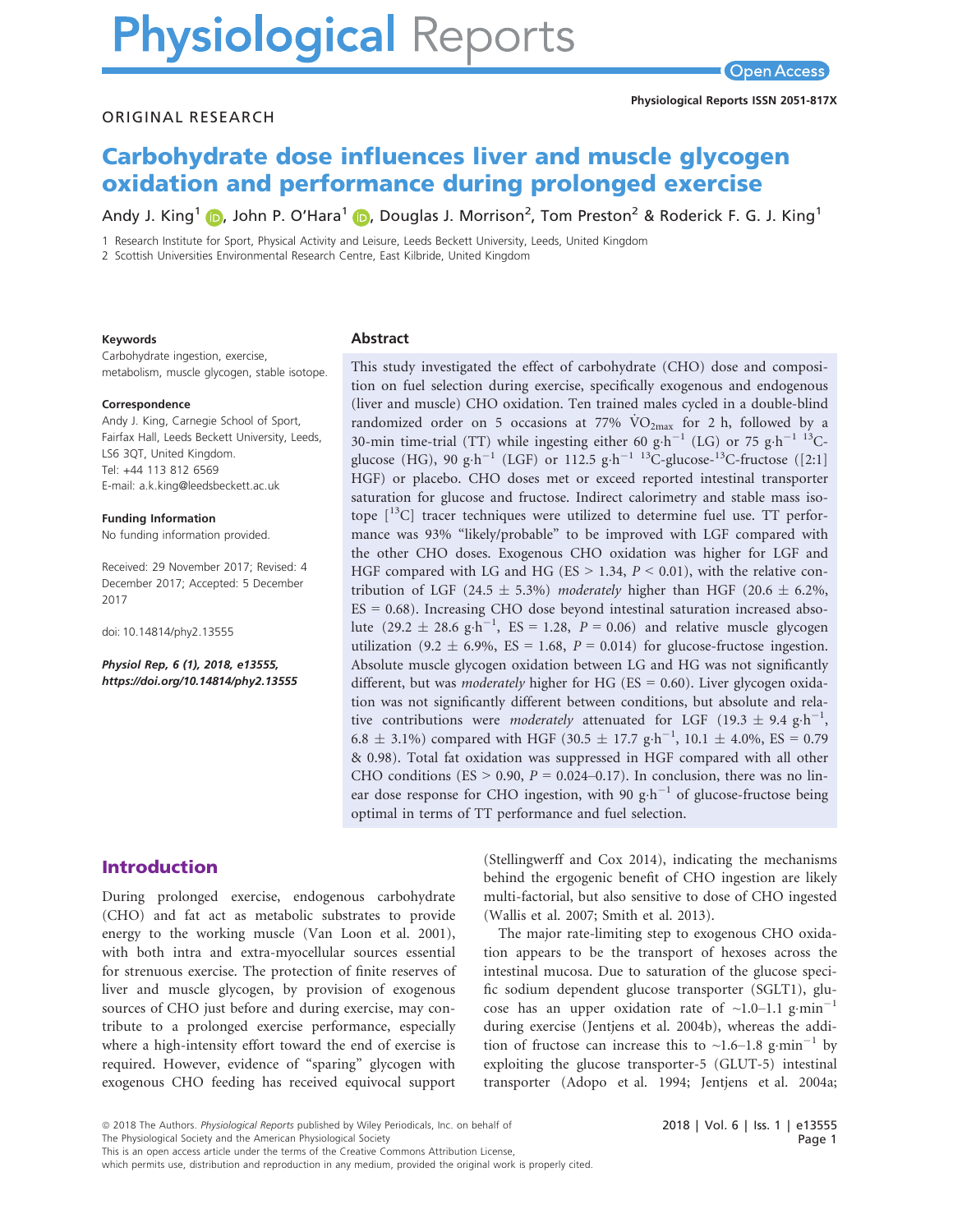ORIGINAL RESEARCH

# Carbohydrate dose influences liver and muscle glycogen oxidation and performance during prolonged exercise

Andy J. King[1], John P. O'Hara[1], Douglas J. Morrison[2], Tom Preston[2] & Roderick F. G. J. King[1]

1 Research Institute for Sport, Physical Activity and Leisure, Leeds Beckett University, Leeds, United Kingdom

2 Scottish Universities Environmental Research Centre, East Kilbride, United Kingdom

**Keywords**

Carbohydrate ingestion, exercise, metabolism, muscle glycogen, stable isotope.

**Correspondence**

Andy J. King, Carnegie School of Sport, Fairfax Hall, Leeds Beckett University, Leeds, LS6 3QT, United Kingdom.
Tel: +44 113 812 6569
E-mail: a.k.king@leedsbeckett.ac.uk

**Funding Information**

No funding information provided.

Received: 29 November 2017; Revised: 4 December 2017; Accepted: 5 December 2017

doi: 10.14814/phy2.13555

***Physiol Rep, 6 (1), 2018, e13555, https://doi.org/10.14814/phy2.13555***

## Abstract

This study investigated the effect of carbohydrate (CHO) dose and composition on fuel selection during exercise, specifically exogenous and endogenous (liver and muscle) CHO oxidation. Ten trained males cycled in a double-blind randomized order on 5 occasions at 77% $\dot{V}O_{2max}$ for 2 h, followed by a 30-min time-trial (TT) while ingesting either 60 $g{\cdot}h^{-1}$ (LG) or 75 $g{\cdot}h^{-1}$ $^{13}C$-glucose (HG), 90 $g{\cdot}h^{-1}$ (LGF) or 112.5 $g{\cdot}h^{-1}$ $^{13}C$-glucose-$^{13}C$-fructose ([2:1] HGF) or placebo. CHO doses met or exceed reported intestinal transporter saturation for glucose and fructose. Indirect calorimetry and stable mass isotope [$^{13}C$] tracer techniques were utilized to determine fuel use. TT performance was 93% "likely/probable" to be improved with LGF compared with the other CHO doses. Exogenous CHO oxidation was higher for LGF and HGF compared with LG and HG (ES > 1.34, $P < 0.01$), with the relative contribution of LGF (24.5 ± 5.3%) *moderately* higher than HGF (20.6 ± 6.2%, ES = 0.68). Increasing CHO dose beyond intestinal saturation increased absolute (29.2 ± 28.6 $g{\cdot}h^{-1}$, ES = 1.28, $P = 0.06$) and relative muscle glycogen utilization (9.2 ± 6.9%, ES = 1.68, $P = 0.014$) for glucose-fructose ingestion. Absolute muscle glycogen oxidation between LG and HG was not significantly different, but was *moderately* higher for HG (ES = 0.60). Liver glycogen oxidation was not significantly different between conditions, but absolute and relative contributions were *moderately* attenuated for LGF (19.3 ± 9.4 $g{\cdot}h^{-1}$, 6.8 ± 3.1%) compared with HGF (30.5 ± 17.7 $g{\cdot}h^{-1}$, 10.1 ± 4.0%, ES = 0.79 & 0.98). Total fat oxidation was suppressed in HGF compared with all other CHO conditions (ES > 0.90, $P = 0.024$–0.17). In conclusion, there was no linear dose response for CHO ingestion, with 90 $g{\cdot}h^{-1}$ of glucose-fructose being optimal in terms of TT performance and fuel selection.

## Introduction

During prolonged exercise, endogenous carbohydrate (CHO) and fat act as metabolic substrates to provide energy to the working muscle (Van Loon et al. 2001), with both intra and extra-myocellular sources essential for strenuous exercise. The protection of finite reserves of liver and muscle glycogen, by provision of exogenous sources of CHO just before and during exercise, may contribute to a prolonged exercise performance, especially where a high-intensity effort toward the end of exercise is required. However, evidence of "sparing" glycogen with exogenous CHO feeding has received equivocal support (Stellingwerff and Cox 2014), indicating the mechanisms behind the ergogenic benefit of CHO ingestion are likely multi-factorial, but also sensitive to dose of CHO ingested (Wallis et al. 2007; Smith et al. 2013).

The major rate-limiting step to exogenous CHO oxidation appears to be the transport of hexoses across the intestinal mucosa. Due to saturation of the glucose specific sodium dependent glucose transporter (SGLT1), glucose has an upper oxidation rate of ~1.0–1.1 $g{\cdot}min^{-1}$ during exercise (Jentjens et al. 2004b), whereas the addition of fructose can increase this to ~1.6–1.8 $g{\cdot}min^{-1}$ by exploiting the glucose transporter-5 (GLUT-5) intestinal transporter (Adopo et al. 1994; Jentjens et al. 2004a;

© 2018 The Authors. *Physiological Reports* published by Wiley Periodicals, Inc. on behalf of The Physiological Society and the American Physiological Society
This is an open access article under the terms of the Creative Commons Attribution License, which permits use, distribution and reproduction in any medium, provided the original work is properly cited.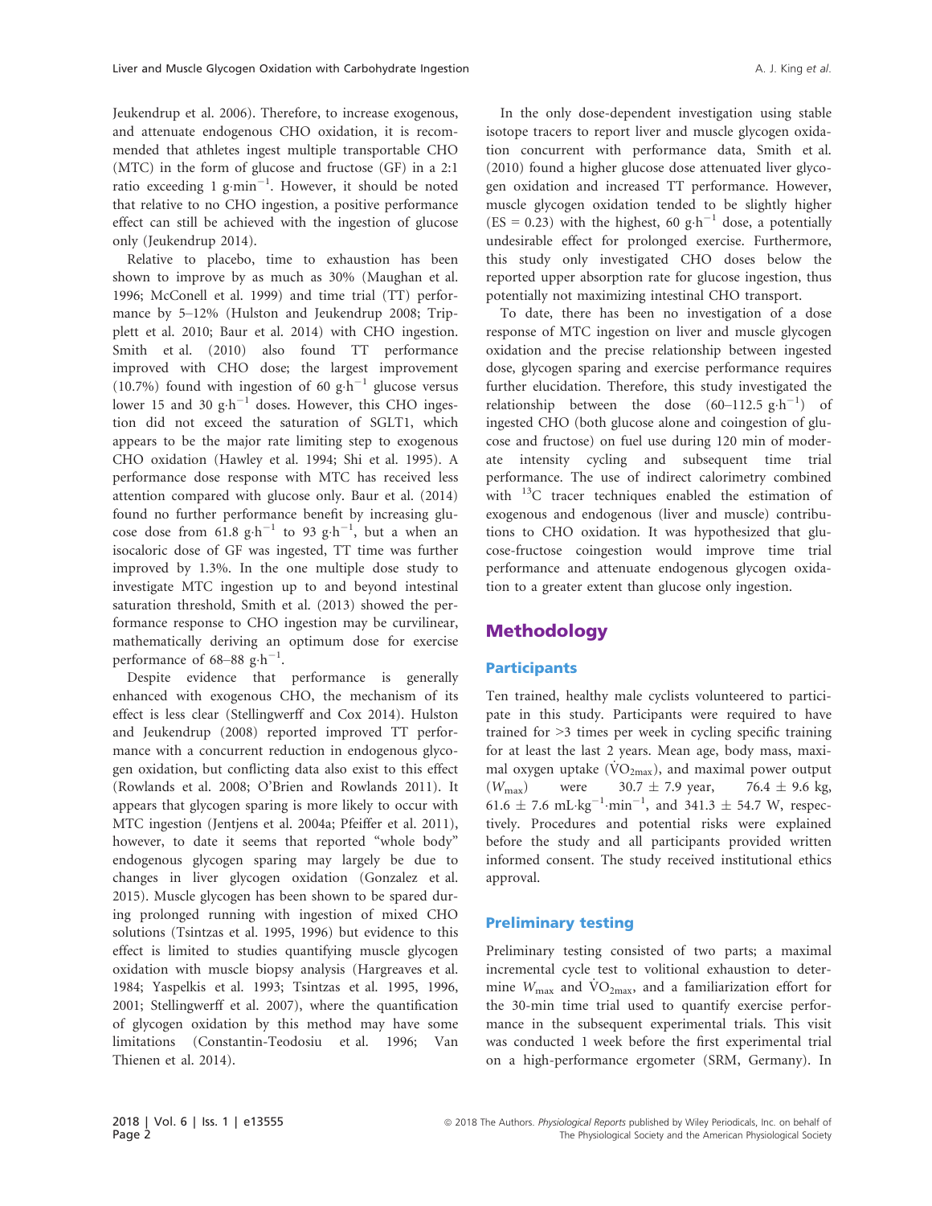Jeukendrup et al. 2006). Therefore, to increase exogenous, and attenuate endogenous CHO oxidation, it is recommended that athletes ingest multiple transportable CHO (MTC) in the form of glucose and fructose (GF) in a 2:1 ratio exceeding 1 $g{\cdot}min^{-1}$. However, it should be noted that relative to no CHO ingestion, a positive performance effect can still be achieved with the ingestion of glucose only (Jeukendrup 2014).

Relative to placebo, time to exhaustion has been shown to improve by as much as 30% (Maughan et al. 1996; McConell et al. 1999) and time trial (TT) performance by 5–12% (Hulston and Jeukendrup 2008; Triplett et al. 2010; Baur et al. 2014) with CHO ingestion. Smith et al. (2010) also found TT performance improved with CHO dose; the largest improvement (10.7%) found with ingestion of 60 $g{\cdot}h^{-1}$ glucose versus lower 15 and 30 $g{\cdot}h^{-1}$ doses. However, this CHO ingestion did not exceed the saturation of SGLT1, which appears to be the major rate limiting step to exogenous CHO oxidation (Hawley et al. 1994; Shi et al. 1995). A performance dose response with MTC has received less attention compared with glucose only. Baur et al. (2014) found no further performance benefit by increasing glucose dose from 61.8 $g{\cdot}h^{-1}$ to 93 $g{\cdot}h^{-1}$, but a when an isocaloric dose of GF was ingested, TT time was further improved by 1.3%. In the one multiple dose study to investigate MTC ingestion up to and beyond intestinal saturation threshold, Smith et al. (2013) showed the performance response to CHO ingestion may be curvilinear, mathematically deriving an optimum dose for exercise performance of 68–88 $g{\cdot}h^{-1}$.

Despite evidence that performance is generally enhanced with exogenous CHO, the mechanism of its effect is less clear (Stellingwerff and Cox 2014). Hulston and Jeukendrup (2008) reported improved TT performance with a concurrent reduction in endogenous glycogen oxidation, but conflicting data also exist to this effect (Rowlands et al. 2008; O'Brien and Rowlands 2011). It appears that glycogen sparing is more likely to occur with MTC ingestion (Jentjens et al. 2004a; Pfeiffer et al. 2011), however, to date it seems that reported "whole body" endogenous glycogen sparing may largely be due to changes in liver glycogen oxidation (Gonzalez et al. 2015). Muscle glycogen has been shown to be spared during prolonged running with ingestion of mixed CHO solutions (Tsintzas et al. 1995, 1996) but evidence to this effect is limited to studies quantifying muscle glycogen oxidation with muscle biopsy analysis (Hargreaves et al. 1984; Yaspelkis et al. 1993; Tsintzas et al. 1995, 1996, 2001; Stellingwerff et al. 2007), where the quantification of glycogen oxidation by this method may have some limitations (Constantin-Teodosiu et al. 1996; Van Thienen et al. 2014).

In the only dose-dependent investigation using stable isotope tracers to report liver and muscle glycogen oxidation concurrent with performance data, Smith et al. (2010) found a higher glucose dose attenuated liver glycogen oxidation and increased TT performance. However, muscle glycogen oxidation tended to be slightly higher (ES = 0.23) with the highest, 60 $g{\cdot}h^{-1}$ dose, a potentially undesirable effect for prolonged exercise. Furthermore, this study only investigated CHO doses below the reported upper absorption rate for glucose ingestion, thus potentially not maximizing intestinal CHO transport.

To date, there has been no investigation of a dose response of MTC ingestion on liver and muscle glycogen oxidation and the precise relationship between ingested dose, glycogen sparing and exercise performance requires further elucidation. Therefore, this study investigated the relationship between the dose (60–112.5 $g{\cdot}h^{-1}$) of ingested CHO (both glucose alone and coingestion of glucose and fructose) on fuel use during 120 min of moderate intensity cycling and subsequent time trial performance. The use of indirect calorimetry combined with $^{13}C$ tracer techniques enabled the estimation of exogenous and endogenous (liver and muscle) contributions to CHO oxidation. It was hypothesized that glucose-fructose coingestion would improve time trial performance and attenuate endogenous glycogen oxidation to a greater extent than glucose only ingestion.

## Methodology

### Participants

Ten trained, healthy male cyclists volunteered to participate in this study. Participants were required to have trained for >3 times per week in cycling specific training for at least the last 2 years. Mean age, body mass, maximal oxygen uptake ($\dot{V}O_{2max}$), and maximal power output ($W_{max}$) were 30.7 ± 7.9 year, 76.4 ± 9.6 kg, 61.6 ± 7.6 $mL{\cdot}kg^{-1}{\cdot}min^{-1}$, and 341.3 ± 54.7 W, respectively. Procedures and potential risks were explained before the study and all participants provided written informed consent. The study received institutional ethics approval.

### Preliminary testing

Preliminary testing consisted of two parts; a maximal incremental cycle test to volitional exhaustion to determine $W_{max}$ and $\dot{V}O_{2max}$, and a familiarization effort for the 30-min time trial used to quantify exercise performance in the subsequent experimental trials. This visit was conducted 1 week before the first experimental trial on a high-performance ergometer (SRM, Germany). In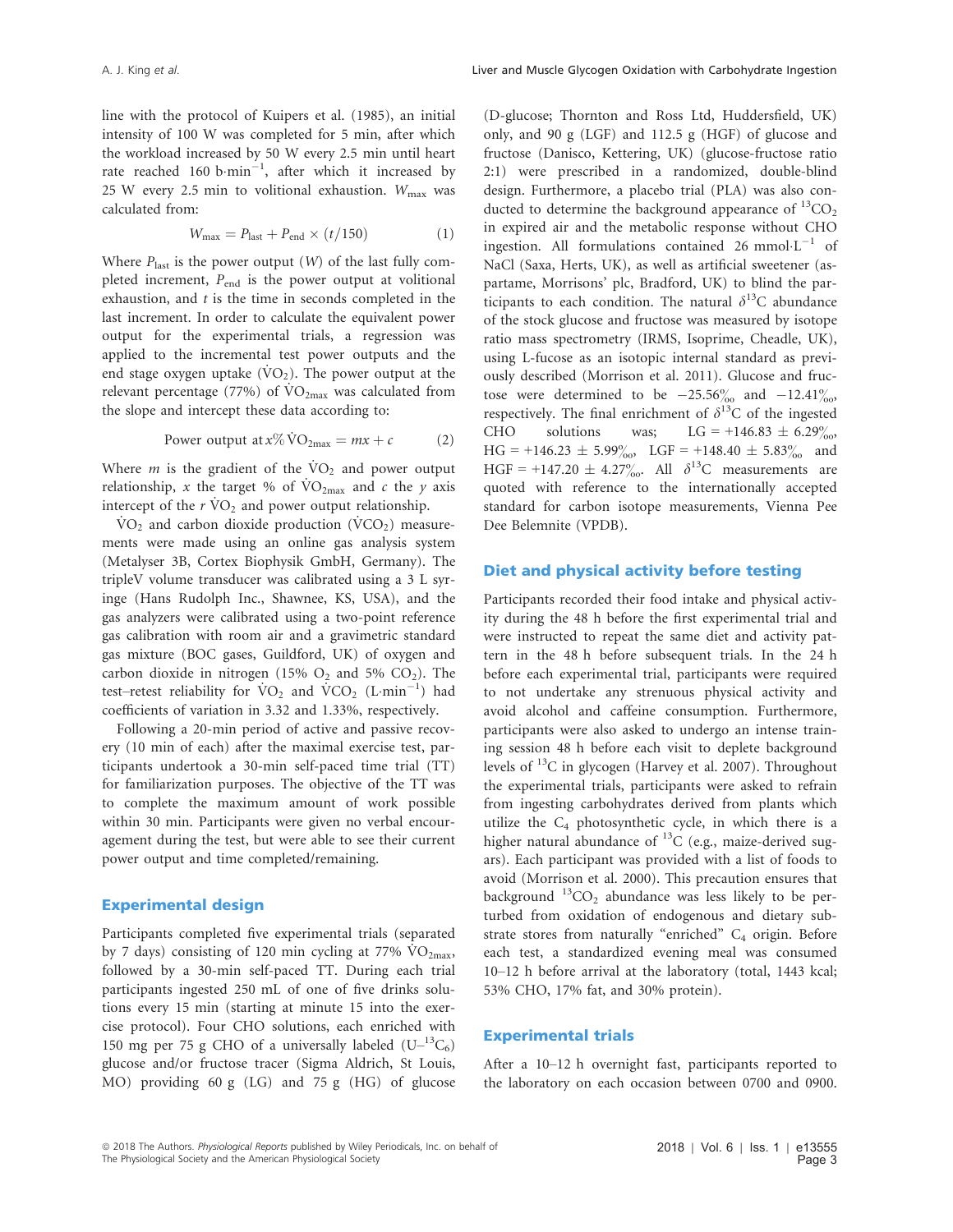line with the protocol of Kuipers et al. (1985), an initial intensity of 100 W was completed for 5 min, after which the workload increased by 50 W every 2.5 min until heart rate reached 160 b·min$^{-1}$, after which it increased by 25 W every 2.5 min to volitional exhaustion. $W_{max}$ was calculated from:

$$W_{max} = P_{last} + P_{end} \times (t/150) \quad (1)$$

Where $P_{last}$ is the power output ($W$) of the last fully completed increment, $P_{end}$ is the power output at volitional exhaustion, and $t$ is the time in seconds completed in the last increment. In order to calculate the equivalent power output for the experimental trials, a regression was applied to the incremental test power outputs and the end stage oxygen uptake ($\dot{V}O_2$). The power output at the relevant percentage (77%) of $\dot{V}O_{2max}$ was calculated from the slope and intercept these data according to:

$$\text{Power output at } x\% \, \dot{V}O_{2max} = mx + c \quad (2)$$

Where $m$ is the gradient of the $\dot{V}O_2$ and power output relationship, $x$ the target % of $\dot{V}O_{2max}$ and $c$ the $y$ axis intercept of the $r$ $\dot{V}O_2$ and power output relationship.

$\dot{V}O_2$ and carbon dioxide production ($\dot{V}CO_2$) measurements were made using an online gas analysis system (Metalyser 3B, Cortex Biophysik GmbH, Germany). The tripleV volume transducer was calibrated using a 3 L syringe (Hans Rudolph Inc., Shawnee, KS, USA), and the gas analyzers were calibrated using a two-point reference gas calibration with room air and a gravimetric standard gas mixture (BOC gases, Guildford, UK) of oxygen and carbon dioxide in nitrogen (15% $O_2$ and 5% $CO_2$). The test–retest reliability for $\dot{V}O_2$ and $\dot{V}CO_2$ (L·min$^{-1}$) had coefficients of variation in 3.32 and 1.33%, respectively.

Following a 20-min period of active and passive recovery (10 min of each) after the maximal exercise test, participants undertook a 30-min self-paced time trial (TT) for familiarization purposes. The objective of the TT was to complete the maximum amount of work possible within 30 min. Participants were given no verbal encouragement during the test, but were able to see their current power output and time completed/remaining.

## Experimental design

Participants completed five experimental trials (separated by 7 days) consisting of 120 min cycling at 77% $\dot{V}O_{2max}$, followed by a 30-min self-paced TT. During each trial participants ingested 250 mL of one of five drinks solutions every 15 min (starting at minute 15 into the exercise protocol). Four CHO solutions, each enriched with 150 mg per 75 g CHO of a universally labeled (U–$^{13}C_6$) glucose and/or fructose tracer (Sigma Aldrich, St Louis, MO) providing 60 g (LG) and 75 g (HG) of glucose (D-glucose; Thornton and Ross Ltd, Huddersfield, UK) only, and 90 g (LGF) and 112.5 g (HGF) of glucose and fructose (Danisco, Kettering, UK) (glucose-fructose ratio 2:1) were prescribed in a randomized, double-blind design. Furthermore, a placebo trial (PLA) was also conducted to determine the background appearance of $^{13}CO_2$ in expired air and the metabolic response without CHO ingestion. All formulations contained 26 mmol·L$^{-1}$ of NaCl (Saxa, Herts, UK), as well as artificial sweetener (aspartame, Morrisons' plc, Bradford, UK) to blind the participants to each condition. The natural $\delta^{13}C$ abundance of the stock glucose and fructose was measured by isotope ratio mass spectrometry (IRMS, Isoprime, Cheadle, UK), using L-fucose as an isotopic internal standard as previously described (Morrison et al. 2011). Glucose and fructose were determined to be −25.56‰ and −12.41‰, respectively. The final enrichment of $\delta^{13}C$ of the ingested CHO solutions was; LG = +146.83 ± 6.29‰, HG = +146.23 ± 5.99‰, LGF = +148.40 ± 5.83‰ and HGF = +147.20 ± 4.27‰. All $\delta^{13}C$ measurements are quoted with reference to the internationally accepted standard for carbon isotope measurements, Vienna Pee Dee Belemnite (VPDB).

## Diet and physical activity before testing

Participants recorded their food intake and physical activity during the 48 h before the first experimental trial and were instructed to repeat the same diet and activity pattern in the 48 h before subsequent trials. In the 24 h before each experimental trial, participants were required to not undertake any strenuous physical activity and avoid alcohol and caffeine consumption. Furthermore, participants were also asked to undergo an intense training session 48 h before each visit to deplete background levels of $^{13}C$ in glycogen (Harvey et al. 2007). Throughout the experimental trials, participants were asked to refrain from ingesting carbohydrates derived from plants which utilize the $C_4$ photosynthetic cycle, in which there is a higher natural abundance of $^{13}C$ (e.g., maize-derived sugars). Each participant was provided with a list of foods to avoid (Morrison et al. 2000). This precaution ensures that background $^{13}CO_2$ abundance was less likely to be perturbed from oxidation of endogenous and dietary substrate stores from naturally "enriched" $C_4$ origin. Before each test, a standardized evening meal was consumed 10–12 h before arrival at the laboratory (total, 1443 kcal; 53% CHO, 17% fat, and 30% protein).

## Experimental trials

After a 10–12 h overnight fast, participants reported to the laboratory on each occasion between 0700 and 0900.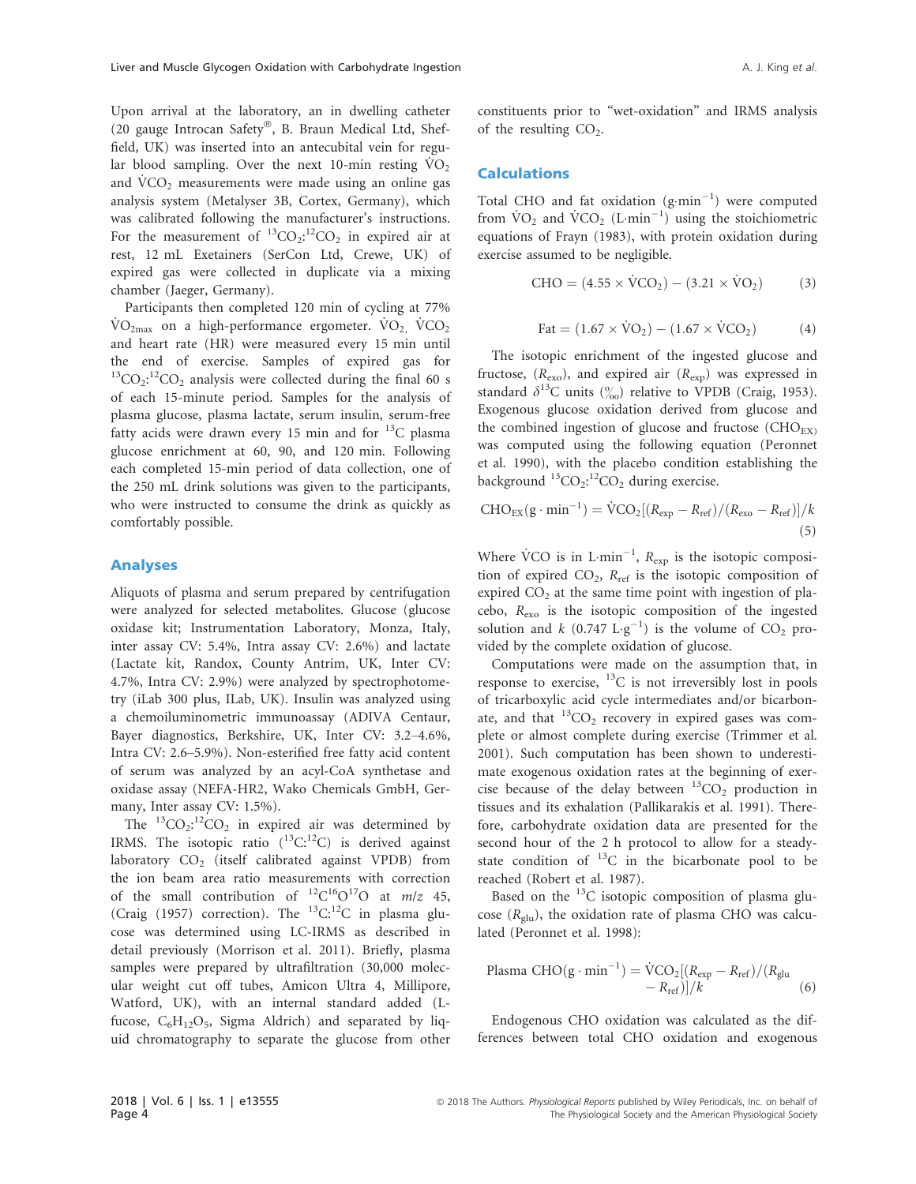Upon arrival at the laboratory, an in dwelling catheter (20 gauge Introcan Safety®, B. Braun Medical Ltd, Sheffield, UK) was inserted into an antecubital vein for regular blood sampling. Over the next 10-min resting $\dot{V}O_2$ and $\dot{V}CO_2$ measurements were made using an online gas analysis system (Metalyser 3B, Cortex, Germany), which was calibrated following the manufacturer's instructions. For the measurement of $^{13}CO_2$:$^{12}CO_2$ in expired air at rest, 12 mL Exetainers (SerCon Ltd, Crewe, UK) of expired gas were collected in duplicate via a mixing chamber (Jaeger, Germany).

Participants then completed 120 min of cycling at 77% $\dot{V}O_{2max}$ on a high-performance ergometer. $\dot{V}O_2$, $\dot{V}CO_2$ and heart rate (HR) were measured every 15 min until the end of exercise. Samples of expired gas for $^{13}CO_2$:$^{12}CO_2$ analysis were collected during the final 60 s of each 15-minute period. Samples for the analysis of plasma glucose, plasma lactate, serum insulin, serum-free fatty acids were drawn every 15 min and for $^{13}C$ plasma glucose enrichment at 60, 90, and 120 min. Following each completed 15-min period of data collection, one of the 250 mL drink solutions was given to the participants, who were instructed to consume the drink as quickly as comfortably possible.

## Analyses

Aliquots of plasma and serum prepared by centrifugation were analyzed for selected metabolites. Glucose (glucose oxidase kit; Instrumentation Laboratory, Monza, Italy, inter assay CV: 5.4%, Intra assay CV: 2.6%) and lactate (Lactate kit, Randox, County Antrim, UK, Inter CV: 4.7%, Intra CV: 2.9%) were analyzed by spectrophotometry (iLab 300 plus, ILab, UK). Insulin was analyzed using a chemoiluminometric immunoassay (ADIVA Centaur, Bayer diagnostics, Berkshire, UK, Inter CV: 3.2–4.6%, Intra CV: 2.6–5.9%). Non-esterified free fatty acid content of serum was analyzed by an acyl-CoA synthetase and oxidase assay (NEFA-HR2, Wako Chemicals GmbH, Germany, Inter assay CV: 1.5%).

The $^{13}CO_2$:$^{12}CO_2$ in expired air was determined by IRMS. The isotopic ratio ($^{13}C$:$^{12}C$) is derived against laboratory $CO_2$ (itself calibrated against VPDB) from the ion beam area ratio measurements with correction of the small contribution of $^{12}C^{16}O^{17}O$ at $m/z$ 45, (Craig (1957) correction). The $^{13}C$:$^{12}C$ in plasma glucose was determined using LC-IRMS as described in detail previously (Morrison et al. 2011). Briefly, plasma samples were prepared by ultrafiltration (30,000 molecular weight cut off tubes, Amicon Ultra 4, Millipore, Watford, UK), with an internal standard added (L-fucose, $C_6H_{12}O_5$, Sigma Aldrich) and separated by liquid chromatography to separate the glucose from other constituents prior to "wet-oxidation" and IRMS analysis of the resulting $CO_2$.

## Calculations

Total CHO and fat oxidation (g·min$^{-1}$) were computed from $\dot{V}O_2$ and $\dot{V}CO_2$ (L·min$^{-1}$) using the stoichiometric equations of Frayn (1983), with protein oxidation during exercise assumed to be negligible.

$$\text{CHO} = (4.55 \times \dot{V}CO_2) - (3.21 \times \dot{V}O_2) \tag{3}$$

$$\text{Fat} = (1.67 \times \dot{V}O_2) - (1.67 \times \dot{V}CO_2) \tag{4}$$

The isotopic enrichment of the ingested glucose and fructose, ($R_{exo}$), and expired air ($R_{exp}$) was expressed in standard $\delta^{13}C$ units (‰) relative to VPDB (Craig, 1953). Exogenous glucose oxidation derived from glucose and the combined ingestion of glucose and fructose ($CHO_{EX}$) was computed using the following equation (Peronnet et al. 1990), with the placebo condition establishing the background $^{13}CO_2$:$^{12}CO_2$ during exercise.

$$\text{CHO}_{EX}(\text{g} \cdot \text{min}^{-1}) = \dot{V}CO_2[(R_{exp} - R_{ref})/(R_{exo} - R_{ref})]/k \tag{5}$$

Where $\dot{V}CO$ is in L·min$^{-1}$, $R_{exp}$ is the isotopic composition of expired $CO_2$, $R_{ref}$ is the isotopic composition of expired $CO_2$ at the same time point with ingestion of placebo, $R_{exo}$ is the isotopic composition of the ingested solution and $k$ (0.747 L·g$^{-1}$) is the volume of $CO_2$ provided by the complete oxidation of glucose.

Computations were made on the assumption that, in response to exercise, $^{13}C$ is not irreversibly lost in pools of tricarboxylic acid cycle intermediates and/or bicarbonate, and that $^{13}CO_2$ recovery in expired gases was complete or almost complete during exercise (Trimmer et al. 2001). Such computation has been shown to underestimate exogenous oxidation rates at the beginning of exercise because of the delay between $^{13}CO_2$ production in tissues and its exhalation (Pallikarakis et al. 1991). Therefore, carbohydrate oxidation data are presented for the second hour of the 2 h protocol to allow for a steady-state condition of $^{13}C$ in the bicarbonate pool to be reached (Robert et al. 1987).

Based on the $^{13}C$ isotopic composition of plasma glucose ($R_{glu}$), the oxidation rate of plasma CHO was calculated (Peronnet et al. 1998):

$$\text{Plasma CHO}(\text{g} \cdot \text{min}^{-1}) = \dot{V}CO_2[(R_{exp} - R_{ref})/(R_{glu} - R_{ref})]/k \tag{6}$$

Endogenous CHO oxidation was calculated as the differences between total CHO oxidation and exogenous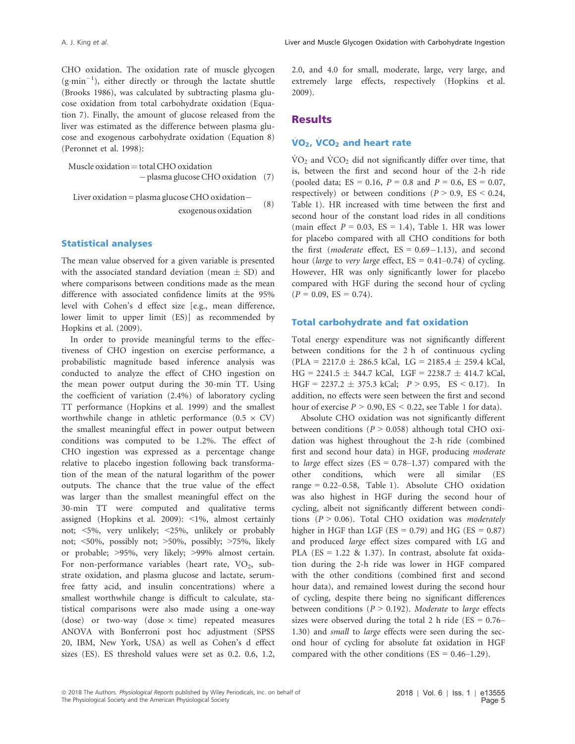CHO oxidation. The oxidation rate of muscle glycogen ($g \cdot min^{-1}$), either directly or through the lactate shuttle (Brooks 1986), was calculated by subtracting plasma glucose oxidation from total carbohydrate oxidation (Equation 7). Finally, the amount of glucose released from the liver was estimated as the difference between plasma glucose and exogenous carbohydrate oxidation (Equation 8) (Peronnet et al. 1998):

$$\text{Muscle oxidation} = \text{total CHO oxidation} - \text{plasma glucose CHO oxidation} \quad (7)$$

$$\text{Liver oxidation} = \text{plasma glucose CHO oxidation} - \text{exogenous oxidation} \quad (8)$$

## Statistical analyses

The mean value observed for a given variable is presented with the associated standard deviation (mean ± SD) and where comparisons between conditions made as the mean difference with associated confidence limits at the 95% level with Cohen's d effect size [e.g., mean difference, lower limit to upper limit (ES)] as recommended by Hopkins et al. (2009).

In order to provide meaningful terms to the effectiveness of CHO ingestion on exercise performance, a probabilistic magnitude based inference analysis was conducted to analyze the effect of CHO ingestion on the mean power output during the 30-min TT. Using the coefficient of variation (2.4%) of laboratory cycling TT performance (Hopkins et al. 1999) and the smallest worthwhile change in athletic performance ($0.5 \times$ CV) the smallest meaningful effect in power output between conditions was computed to be 1.2%. The effect of CHO ingestion was expressed as a percentage change relative to placebo ingestion following back transformation of the mean of the natural logarithm of the power outputs. The chance that the true value of the effect was larger than the smallest meaningful effect on the 30-min TT were computed and qualitative terms assigned (Hopkins et al. 2009): <1%, almost certainly not; <5%, very unlikely; <25%, unlikely or probably not; <50%, possibly not; >50%, possibly; >75%, likely or probable; >95%, very likely; >99% almost certain. For non-performance variables (heart rate, $VO_2$, substrate oxidation, and plasma glucose and lactate, serum-free fatty acid, and insulin concentrations) where a smallest worthwhile change is difficult to calculate, statistical comparisons were also made using a one-way (dose) or two-way (dose × time) repeated measures ANOVA with Bonferroni post hoc adjustment (SPSS 20, IBM, New York, USA) as well as Cohen's d effect sizes (ES). ES threshold values were set as 0.2. 0.6, 1.2, 2.0, and 4.0 for small, moderate, large, very large, and extremely large effects, respectively (Hopkins et al. 2009).

# Results

## $\dot{V}O_2$, $\dot{V}CO_2$ and heart rate

$\dot{V}O_2$ and $\dot{V}CO_2$ did not significantly differ over time, that is, between the first and second hour of the 2-h ride (pooled data; ES = 0.16, $P = 0.8$ and $P = 0.6$, ES = 0.07, respectively) or between conditions ($P > 0.9$, ES < 0.24, Table 1). HR increased with time between the first and second hour of the constant load rides in all conditions (main effect $P = 0.03$, ES = 1.4), Table 1. HR was lower for placebo compared with all CHO conditions for both the first (*moderate* effect, ES = 0.69−1.13), and second hour (*large* to *very large* effect, ES = 0.41–0.74) of cycling. However, HR was only significantly lower for placebo compared with HGF during the second hour of cycling ($P = 0.09$, ES = 0.74).

## Total carbohydrate and fat oxidation

Total energy expenditure was not significantly different between conditions for the 2 h of continuous cycling (PLA = 2217.0 ± 286.5 kCal, LG = 2185.4 ± 259.4 kCal, HG = 2241.5 ± 344.7 kCal, LGF = 2238.7 ± 414.7 kCal, HGF = 2237.2 ± 375.3 kCal; $P > 0.95$, ES < 0.17). In addition, no effects were seen between the first and second hour of exercise $P > 0.90$, ES < 0.22, see Table 1 for data).

Absolute CHO oxidation was not significantly different between conditions ($P > 0.058$) although total CHO oxidation was highest throughout the 2-h ride (combined first and second hour data) in HGF, producing *moderate* to *large* effect sizes (ES = 0.78–1.37) compared with the other conditions, which were all similar (ES range = 0.22–0.58, Table 1). Absolute CHO oxidation was also highest in HGF during the second hour of cycling, albeit not significantly different between conditions ($P > 0.06$). Total CHO oxidation was *moderately* higher in HGF than LGF (ES = 0.79) and HG (ES = 0.87) and produced *large* effect sizes compared with LG and PLA (ES = 1.22 & 1.37). In contrast, absolute fat oxidation during the 2-h ride was lower in HGF compared with the other conditions (combined first and second hour data), and remained lowest during the second hour of cycling, despite there being no significant differences between conditions ($P > 0.192$). *Moderate* to *large* effects sizes were observed during the total 2 h ride (ES = 0.76–1.30) and *small* to *large* effects were seen during the second hour of cycling for absolute fat oxidation in HGF compared with the other conditions (ES = 0.46–1.29).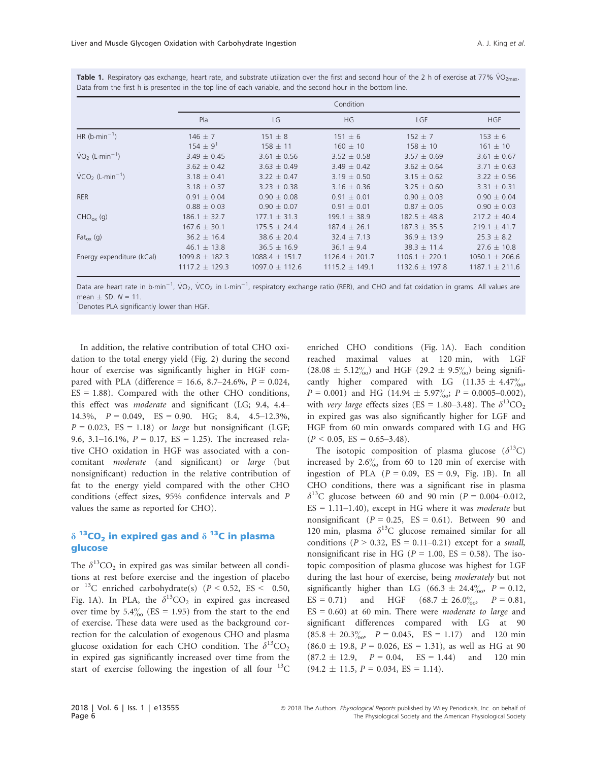**Table 1.** Respiratory gas exchange, heart rate, and substrate utilization over the first and second hour of the 2 h of exercise at 77% $\dot{V}O_{2max}$. Data from the first h is presented in the top line of each variable, and the second hour in the bottom line.

| | Condition | | | | |
|---|---|---|---|---|---|
| | Pla | LG | HG | LGF | HGF |
| HR ($b{\cdot}min^{-1}$) | 146 ± 7 | 151 ± 8 | 151 ± 6 | 152 ± 7 | 153 ± 6 |
| | 154 ± 9[1] | 158 ± 11 | 160 ± 10 | 158 ± 10 | 161 ± 10 |
| $\dot{V}O_2$ ($L{\cdot}min^{-1}$) | 3.49 ± 0.45 | 3.61 ± 0.56 | 3.52 ± 0.58 | 3.57 ± 0.69 | 3.61 ± 0.67 |
| | 3.62 ± 0.42 | 3.63 ± 0.49 | 3.49 ± 0.42 | 3.62 ± 0.64 | 3.71 ± 0.63 |
| $\dot{V}CO_2$ ($L{\cdot}min^{-1}$) | 3.18 ± 0.41 | 3.22 ± 0.47 | 3.19 ± 0.50 | 3.15 ± 0.62 | 3.22 ± 0.56 |
| | 3.18 ± 0.37 | 3.23 ± 0.38 | 3.16 ± 0.36 | 3.25 ± 0.60 | 3.31 ± 0.31 |
| RER | 0.91 ± 0.04 | 0.90 ± 0.08 | 0.91 ± 0.01 | 0.90 ± 0.03 | 0.90 ± 0.04 |
| | 0.88 ± 0.03 | 0.90 ± 0.07 | 0.91 ± 0.01 | 0.87 ± 0.05 | 0.90 ± 0.03 |
| $CHO_{ox}$ (g) | 186.1 ± 32.7 | 177.1 ± 31.3 | 199.1 ± 38.9 | 182.5 ± 48.8 | 217.2 ± 40.4 |
| | 167.6 ± 30.1 | 175.5 ± 24.4 | 187.4 ± 26.1 | 187.3 ± 35.5 | 219.1 ± 41.7 |
| $Fat_{ox}$ (g) | 36.2 ± 16.4 | 38.6 ± 20.4 | 32.4 ± 7.13 | 36.9 ± 13.9 | 25.3 ± 8.2 |
| | 46.1 ± 13.8 | 36.5 ± 16.9 | 36.1 ± 9.4 | 38.3 ± 11.4 | 27.6 ± 10.8 |
| Energy expenditure (kCal) | 1099.8 ± 182.3 | 1088.4 ± 151.7 | 1126.4 ± 201.7 | 1106.1 ± 220.1 | 1050.1 ± 206.6 |
| | 1117.2 ± 129.3 | 1097.0 ± 112.6 | 1115.2 ± 149.1 | 1132.6 ± 197.8 | 1187.1 ± 211.6 |

Data are heart rate in $b{\cdot}min^{-1}$, $\dot{V}O_2$, $\dot{V}CO_2$ in $L{\cdot}min^{-1}$, respiratory exchange ratio (RER), and CHO and fat oxidation in grams. All values are mean ± SD. $N = 11$.

[1]Denotes PLA significantly lower than HGF.

In addition, the relative contribution of total CHO oxidation to the total energy yield (Fig. 2) during the second hour of exercise was significantly higher in HGF compared with PLA (difference = 16.6, 8.7–24.6%, $P = 0.024$, ES = 1.88). Compared with the other CHO conditions, this effect was *moderate* and significant (LG; 9.4, 4.4–14.3%, $P = 0.049$, ES = 0.90. HG; 8.4, 4.5–12.3%, $P = 0.023$, ES = 1.18) or *large* but nonsignificant (LGF; 9.6, 3.1–16.1%, $P = 0.17$, ES = 1.25). The increased relative CHO oxidation in HGF was associated with a concomitant *moderate* (and significant) or *large* (but nonsignificant) reduction in the relative contribution of fat to the energy yield compared with the other CHO conditions (effect sizes, 95% confidence intervals and P values the same as reported for CHO).

## $\delta\,^{13}CO_2$ in expired gas and $\delta\,^{13}C$ in plasma glucose

The $\delta^{13}CO_2$ in expired gas was similar between all conditions at rest before exercise and the ingestion of placebo or $^{13}C$ enriched carbohydrate(s) ($P < 0.52$, ES < 0.50, Fig. 1A). In PLA, the $\delta^{13}CO_2$ in expired gas increased over time by 5.4‰ (ES = 1.95) from the start to the end of exercise. These data were used as the background correction for the calculation of exogenous CHO and plasma glucose oxidation for each CHO condition. The $\delta^{13}CO_2$ in expired gas significantly increased over time from the start of exercise following the ingestion of all four $^{13}C$ enriched CHO conditions (Fig. 1A). Each condition reached maximal values at 120 min, with LGF (28.08 ± 5.12‰) and HGF (29.2 ± 9.5‰) being significantly higher compared with LG (11.35 ± 4.47‰, $P = 0.001$) and HG (14.94 ± 5.97‰; $P = 0.0005$–$0.002$), with *very large* effects sizes (ES = 1.80–3.48). The $\delta^{13}CO_2$ in expired gas was also significantly higher for LGF and HGF from 60 min onwards compared with LG and HG ($P < 0.05$, ES = 0.65–3.48).

The isotopic composition of plasma glucose ($\delta^{13}C$) increased by 2.6‰ from 60 to 120 min of exercise with ingestion of PLA ($P = 0.09$, ES = 0.9, Fig. 1B). In all CHO conditions, there was a significant rise in plasma $\delta^{13}C$ glucose between 60 and 90 min ($P = 0.004$–$0.012$, ES = 1.11–1.40), except in HG where it was *moderate* but nonsignificant ($P = 0.25$, ES = 0.61). Between 90 and 120 min, plasma $\delta^{13}C$ glucose remained similar for all conditions ($P > 0.32$, ES = 0.11–0.21) except for a *small*, nonsignificant rise in HG ($P = 1.00$, ES = 0.58). The isotopic composition of plasma glucose was highest for LGF during the last hour of exercise, being *moderately* but not significantly higher than LG (66.3 ± 24.4‰, $P = 0.12$, ES = 0.71) and HGF (68.7 ± 26.0‰, $P = 0.81$, ES = 0.60) at 60 min. There were *moderate to large* and significant differences compared with LG at 90 (85.8 ± 20.3‰, $P = 0.045$, ES = 1.17) and 120 min (86.0 ± 19.8, $P = 0.026$, ES = 1.31), as well as HG at 90 (87.2 ± 12.9, $P = 0.04$, ES = 1.44) and 120 min (94.2 ± 11.5, $P = 0.034$, ES = 1.14).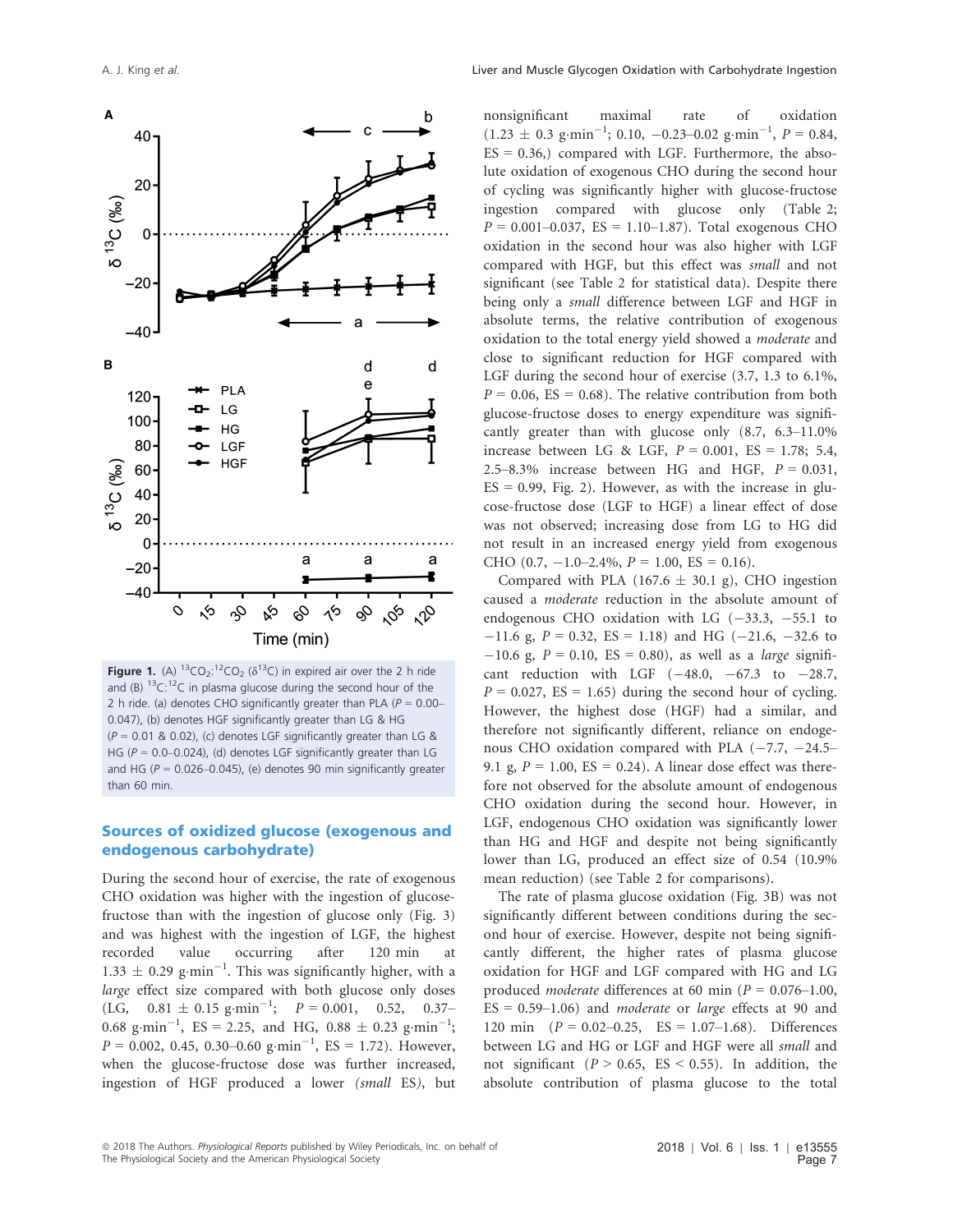A

40

20

0

−20

−40

δ ¹³C (‰)

c

b

a

B

120

100

80

60

40

20

0

−20

−40

δ ¹³C (‰)

PLA

LG

HG

LGF

HGF

d

e

d

a a a

0 15 30 45 60 75 90 105 120

Time (min)

**Figure 1.** (A) $^{13}CO_2$:$^{12}CO_2$ ($\delta^{13}C$) in expired air over the 2 h ride and (B) $^{13}C$:$^{12}C$ in plasma glucose during the second hour of the 2 h ride. (a) denotes CHO significantly greater than PLA ($P = 0.00$–$0.047$), (b) denotes HGF significantly greater than LG & HG ($P = 0.01$ & $0.02$), (c) denotes LGF significantly greater than LG & HG ($P = 0.0$–$0.024$), (d) denotes LGF significantly greater than LG and HG ($P = 0.026$–$0.045$), (e) denotes 90 min significantly greater than 60 min.

## Sources of oxidized glucose (exogenous and endogenous carbohydrate)

During the second hour of exercise, the rate of exogenous CHO oxidation was higher with the ingestion of glucose-fructose than with the ingestion of glucose only (Fig. 3) and was highest with the ingestion of LGF, the highest recorded value occurring after 120 min at $1.33 \pm 0.29$ g·min$^{-1}$. This was significantly higher, with a *large* effect size compared with both glucose only doses (LG, $0.81 \pm 0.15$ g·min$^{-1}$; $P = 0.001$, 0.52, 0.37–0.68 g·min$^{-1}$, ES = 2.25, and HG, $0.88 \pm 0.23$ g·min$^{-1}$; $P = 0.002$, 0.45, 0.30–0.60 g·min$^{-1}$, ES = 1.72). However, when the glucose-fructose dose was further increased, ingestion of HGF produced a lower *(small* ES), but nonsignificant maximal rate of oxidation ($1.23 \pm 0.3$ g·min$^{-1}$; 0.10, −0.23–0.02 g·min$^{-1}$, $P = 0.84$, ES = 0.36,) compared with LGF. Furthermore, the absolute oxidation of exogenous CHO during the second hour of cycling was significantly higher with glucose-fructose ingestion compared with glucose only (Table 2; $P = 0.001$–$0.037$, ES = 1.10–1.87). Total exogenous CHO oxidation in the second hour was also higher with LGF compared with HGF, but this effect was *small* and not significant (see Table 2 for statistical data). Despite there being only a *small* difference between LGF and HGF in absolute terms, the relative contribution of exogenous oxidation to the total energy yield showed a *moderate* and close to significant reduction for HGF compared with LGF during the second hour of exercise (3.7, 1.3 to 6.1%, $P = 0.06$, ES = 0.68). The relative contribution from both glucose-fructose doses to energy expenditure was significantly greater than with glucose only (8.7, 6.3–11.0% increase between LG & LGF, $P = 0.001$, ES = 1.78; 5.4, 2.5–8.3% increase between HG and HGF, $P = 0.031$, ES = 0.99, Fig. 2). However, as with the increase in glucose-fructose dose (LGF to HGF) a linear effect of dose was not observed; increasing dose from LG to HG did not result in an increased energy yield from exogenous CHO (0.7, −1.0–2.4%, $P = 1.00$, ES = 0.16).

Compared with PLA ($167.6 \pm 30.1$ g), CHO ingestion caused a *moderate* reduction in the absolute amount of endogenous CHO oxidation with LG (−33.3, −55.1 to −11.6 g, $P = 0.32$, ES = 1.18) and HG (−21.6, −32.6 to −10.6 g, $P = 0.10$, ES = 0.80), as well as a *large* significant reduction with LGF (−48.0, −67.3 to −28.7, $P = 0.027$, ES = 1.65) during the second hour of cycling. However, the highest dose (HGF) had a similar, and therefore not significantly different, reliance on endogenous CHO oxidation compared with PLA (−7.7, −24.5–9.1 g, $P = 1.00$, ES = 0.24). A linear dose effect was therefore not observed for the absolute amount of endogenous CHO oxidation during the second hour. However, in LGF, endogenous CHO oxidation was significantly lower than HG and HGF and despite not being significantly lower than LG, produced an effect size of 0.54 (10.9% mean reduction) (see Table 2 for comparisons).

The rate of plasma glucose oxidation (Fig. 3B) was not significantly different between conditions during the second hour of exercise. However, despite not being significantly different, the higher rates of plasma glucose oxidation for HGF and LGF compared with HG and LG produced *moderate* differences at 60 min ($P = 0.076$–$1.00$, ES = 0.59–1.06) and *moderate* or *large* effects at 90 and 120 min ($P = 0.02$–$0.25$, ES = 1.07–1.68). Differences between LG and HG or LGF and HGF were all *small* and not significant ($P > 0.65$, ES < 0.55). In addition, the absolute contribution of plasma glucose to the total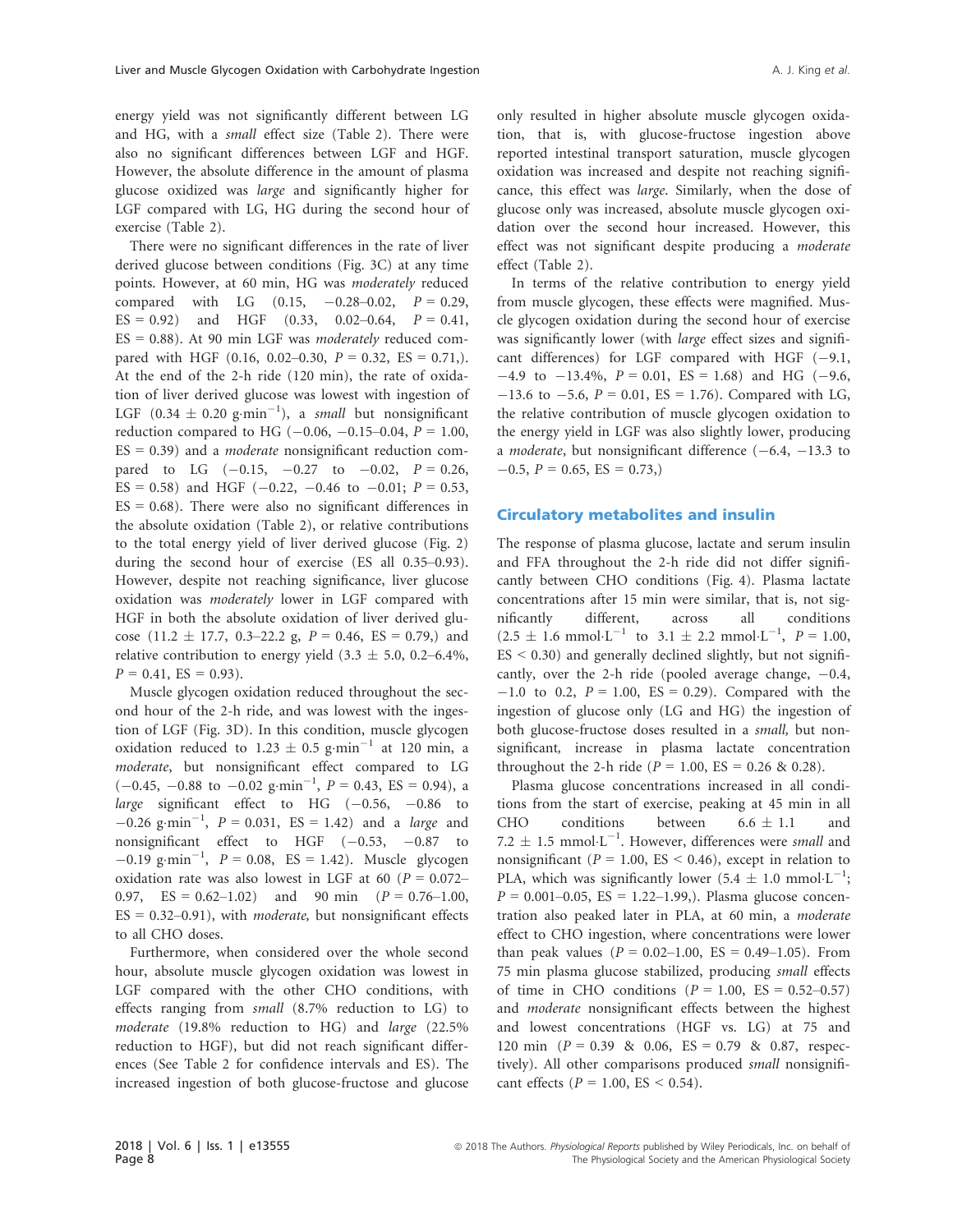energy yield was not significantly different between LG and HG, with a *small* effect size (Table 2). There were also no significant differences between LGF and HGF. However, the absolute difference in the amount of plasma glucose oxidized was *large* and significantly higher for LGF compared with LG, HG during the second hour of exercise (Table 2).

There were no significant differences in the rate of liver derived glucose between conditions (Fig. 3C) at any time points. However, at 60 min, HG was *moderately* reduced compared with LG (0.15, −0.28–0.02, $P = 0.29$, ES = 0.92) and HGF (0.33, 0.02–0.64, $P = 0.41$, ES = 0.88). At 90 min LGF was *moderately* reduced compared with HGF (0.16, 0.02–0.30, $P = 0.32$, ES = 0.71,). At the end of the 2-h ride (120 min), the rate of oxidation of liver derived glucose was lowest with ingestion of LGF ($0.34 \pm 0.20$ g·min$^{-1}$), a *small* but nonsignificant reduction compared to HG (−0.06, −0.15–0.04, $P = 1.00$, ES = 0.39) and a *moderate* nonsignificant reduction compared to LG (−0.15, −0.27 to −0.02, $P = 0.26$, ES = 0.58) and HGF (−0.22, −0.46 to −0.01; $P = 0.53$, ES = 0.68). There were also no significant differences in the absolute oxidation (Table 2), or relative contributions to the total energy yield of liver derived glucose (Fig. 2) during the second hour of exercise (ES all 0.35–0.93). However, despite not reaching significance, liver glucose oxidation was *moderately* lower in LGF compared with HGF in both the absolute oxidation of liver derived glucose ($11.2 \pm 17.7$, 0.3–22.2 g, $P = 0.46$, ES = 0.79,) and relative contribution to energy yield ($3.3 \pm 5.0$, 0.2–6.4%, $P = 0.41$, ES = 0.93).

Muscle glycogen oxidation reduced throughout the second hour of the 2-h ride, and was lowest with the ingestion of LGF (Fig. 3D). In this condition, muscle glycogen oxidation reduced to $1.23 \pm 0.5$ g·min$^{-1}$ at 120 min, a *moderate*, but nonsignificant effect compared to LG (−0.45, −0.88 to −0.02 g·min$^{-1}$, $P = 0.43$, ES = 0.94), a *large* significant effect to HG (−0.56, −0.86 to −0.26 g·min$^{-1}$, $P = 0.031$, ES = 1.42) and a *large* and nonsignificant effect to HGF (−0.53, −0.87 to −0.19 g·min$^{-1}$, $P = 0.08$, ES = 1.42). Muscle glycogen oxidation rate was also lowest in LGF at 60 ($P = 0.072$–0.97, ES = 0.62–1.02) and 90 min ($P = 0.76$–1.00, ES = 0.32–0.91), with *moderate,* but nonsignificant effects to all CHO doses.

Furthermore, when considered over the whole second hour, absolute muscle glycogen oxidation was lowest in LGF compared with the other CHO conditions, with effects ranging from *small* (8.7% reduction to LG) to *moderate* (19.8% reduction to HG) and *large* (22.5% reduction to HGF), but did not reach significant differences (See Table 2 for confidence intervals and ES). The increased ingestion of both glucose-fructose and glucose only resulted in higher absolute muscle glycogen oxidation, that is, with glucose-fructose ingestion above reported intestinal transport saturation, muscle glycogen oxidation was increased and despite not reaching significance, this effect was *large*. Similarly, when the dose of glucose only was increased, absolute muscle glycogen oxidation over the second hour increased. However, this effect was not significant despite producing a *moderate* effect (Table 2).

In terms of the relative contribution to energy yield from muscle glycogen, these effects were magnified. Muscle glycogen oxidation during the second hour of exercise was significantly lower (with *large* effect sizes and significant differences) for LGF compared with HGF (−9.1, −4.9 to −13.4%, $P = 0.01$, ES = 1.68) and HG (−9.6, −13.6 to −5.6, $P = 0.01$, ES = 1.76). Compared with LG, the relative contribution of muscle glycogen oxidation to the energy yield in LGF was also slightly lower, producing a *moderate*, but nonsignificant difference (−6.4, −13.3 to −0.5, $P = 0.65$, ES = 0.73,)

## Circulatory metabolites and insulin

The response of plasma glucose, lactate and serum insulin and FFA throughout the 2-h ride did not differ significantly between CHO conditions (Fig. 4). Plasma lactate concentrations after 15 min were similar, that is, not significantly different, across all conditions ($2.5 \pm 1.6$ mmol·L$^{-1}$ to $3.1 \pm 2.2$ mmol·L$^{-1}$, $P = 1.00$, ES < 0.30) and generally declined slightly, but not significantly, over the 2-h ride (pooled average change, −0.4, −1.0 to 0.2, $P = 1.00$, ES = 0.29). Compared with the ingestion of glucose only (LG and HG) the ingestion of both glucose-fructose doses resulted in a *small,* but nonsignificant*,* increase in plasma lactate concentration throughout the 2-h ride ($P = 1.00$, ES = 0.26 & 0.28).

Plasma glucose concentrations increased in all conditions from the start of exercise, peaking at 45 min in all CHO conditions between $6.6 \pm 1.1$ and $7.2 \pm 1.5$ mmol·L$^{-1}$. However, differences were *small* and nonsignificant ($P = 1.00$, ES < 0.46), except in relation to PLA, which was significantly lower ($5.4 \pm 1.0$ mmol·L$^{-1}$; $P = 0.001$–0.05, ES = 1.22–1.99,). Plasma glucose concentration also peaked later in PLA, at 60 min, a *moderate* effect to CHO ingestion, where concentrations were lower than peak values ($P = 0.02$–1.00, ES = 0.49–1.05). From 75 min plasma glucose stabilized, producing *small* effects of time in CHO conditions ($P = 1.00$, ES = 0.52–0.57) and *moderate* nonsignificant effects between the highest and lowest concentrations (HGF vs. LG) at 75 and 120 min ($P = 0.39$ & 0.06, ES = 0.79 & 0.87, respectively). All other comparisons produced *small* nonsignificant effects ($P = 1.00$, ES < 0.54).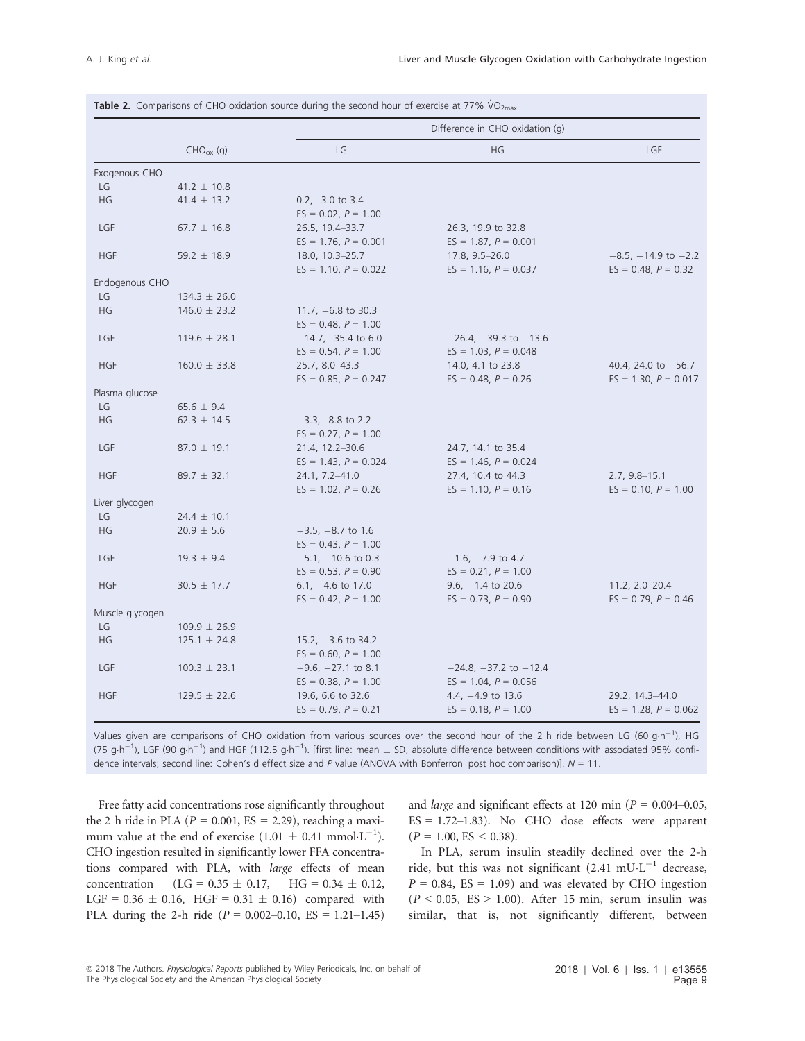**Table 2.** Comparisons of CHO oxidation source during the second hour of exercise at 77% $\dot{V}O_{2max}$

| | $CHO_{ox}$ (g) | Difference in CHO oxidation (g) | | |
|---|---|---|---|---|
| | | LG | HG | LGF |
| Exogenous CHO | | | | |
| LG | 41.2 ± 10.8 | | | |
| HG | 41.4 ± 13.2 | 0.2, −3.0 to 3.4<br>ES = 0.02, $P$ = 1.00 | | |
| LGF | 67.7 ± 16.8 | 26.5, 19.4–33.7<br>ES = 1.76, $P$ = 0.001 | 26.3, 19.9 to 32.8<br>ES = 1.87, $P$ = 0.001 | |
| HGF | 59.2 ± 18.9 | 18.0, 10.3–25.7<br>ES = 1.10, $P$ = 0.022 | 17.8, 9.5–26.0<br>ES = 1.16, $P$ = 0.037 | −8.5, −14.9 to −2.2<br>ES = 0.48, $P$ = 0.32 |
| Endogenous CHO | | | | |
| LG | 134.3 ± 26.0 | | | |
| HG | 146.0 ± 23.2 | 11.7, −6.8 to 30.3<br>ES = 0.48, $P$ = 1.00 | | |
| LGF | 119.6 ± 28.1 | −14.7, −35.4 to 6.0<br>ES = 0.54, $P$ = 1.00 | −26.4, −39.3 to −13.6<br>ES = 1.03, $P$ = 0.048 | |
| HGF | 160.0 ± 33.8 | 25.7, 8.0–43.3<br>ES = 0.85, $P$ = 0.247 | 14.0, 4.1 to 23.8<br>ES = 0.48, $P$ = 0.26 | 40.4, 24.0 to −56.7<br>ES = 1.30, $P$ = 0.017 |
| Plasma glucose | | | | |
| LG | 65.6 ± 9.4 | | | |
| HG | 62.3 ± 14.5 | −3.3, −8.8 to 2.2<br>ES = 0.27, $P$ = 1.00 | | |
| LGF | 87.0 ± 19.1 | 21.4, 12.2–30.6<br>ES = 1.43, $P$ = 0.024 | 24.7, 14.1 to 35.4<br>ES = 1.46, $P$ = 0.024 | |
| HGF | 89.7 ± 32.1 | 24.1, 7.2–41.0<br>ES = 1.02, $P$ = 0.26 | 27.4, 10.4 to 44.3<br>ES = 1.10, $P$ = 0.16 | 2.7, 9.8–15.1<br>ES = 0.10, $P$ = 1.00 |
| Liver glycogen | | | | |
| LG | 24.4 ± 10.1 | | | |
| HG | 20.9 ± 5.6 | −3.5, −8.7 to 1.6<br>ES = 0.43, $P$ = 1.00 | | |
| LGF | 19.3 ± 9.4 | −5.1, −10.6 to 0.3<br>ES = 0.53, $P$ = 0.90 | −1.6, −7.9 to 4.7<br>ES = 0.21, $P$ = 1.00 | |
| HGF | 30.5 ± 17.7 | 6.1, −4.6 to 17.0<br>ES = 0.42, $P$ = 1.00 | 9.6, −1.4 to 20.6<br>ES = 0.73, $P$ = 0.90 | 11.2, 2.0–20.4<br>ES = 0.79, $P$ = 0.46 |
| Muscle glycogen | | | | |
| LG | 109.9 ± 26.9 | | | |
| HG | 125.1 ± 24.8 | 15.2, −3.6 to 34.2<br>ES = 0.60, $P$ = 1.00 | | |
| LGF | 100.3 ± 23.1 | −9.6, −27.1 to 8.1<br>ES = 0.38, $P$ = 1.00 | −24.8, −37.2 to −12.4<br>ES = 1.04, $P$ = 0.056 | |
| HGF | 129.5 ± 22.6 | 19.6, 6.6 to 32.6<br>ES = 0.79, $P$ = 0.21 | 4.4, −4.9 to 13.6<br>ES = 0.18, $P$ = 1.00 | 29.2, 14.3–44.0<br>ES = 1.28, $P$ = 0.062 |

Values given are comparisons of CHO oxidation from various sources over the second hour of the 2 h ride between LG (60 $g \cdot h^{-1}$), HG (75 $g \cdot h^{-1}$), LGF (90 $g \cdot h^{-1}$) and HGF (112.5 $g \cdot h^{-1}$). [first line: mean ± SD, absolute difference between conditions with associated 95% confidence intervals; second line: Cohen's d effect size and $P$ value (ANOVA with Bonferroni post hoc comparison)]. $N$ = 11.

Free fatty acid concentrations rose significantly throughout the 2 h ride in PLA ($P = 0.001$, ES = 2.29), reaching a maximum value at the end of exercise (1.01 ± 0.41 $mmol \cdot L^{-1}$). CHO ingestion resulted in significantly lower FFA concentrations compared with PLA, with *large* effects of mean concentration (LG = 0.35 ± 0.17, HG = 0.34 ± 0.12, LGF = 0.36 ± 0.16, HGF = 0.31 ± 0.16) compared with PLA during the 2-h ride ($P = 0.002$–$0.10$, ES = 1.21–1.45) and *large* and significant effects at 120 min ($P = 0.004$–$0.05$, ES = 1.72–1.83). No CHO dose effects were apparent ($P = 1.00$, ES < 0.38).

In PLA, serum insulin steadily declined over the 2-h ride, but this was not significant (2.41 $mU \cdot L^{-1}$ decrease, $P = 0.84$, ES = 1.09) and was elevated by CHO ingestion ($P < 0.05$, ES > 1.00). After 15 min, serum insulin was similar, that is, not significantly different, between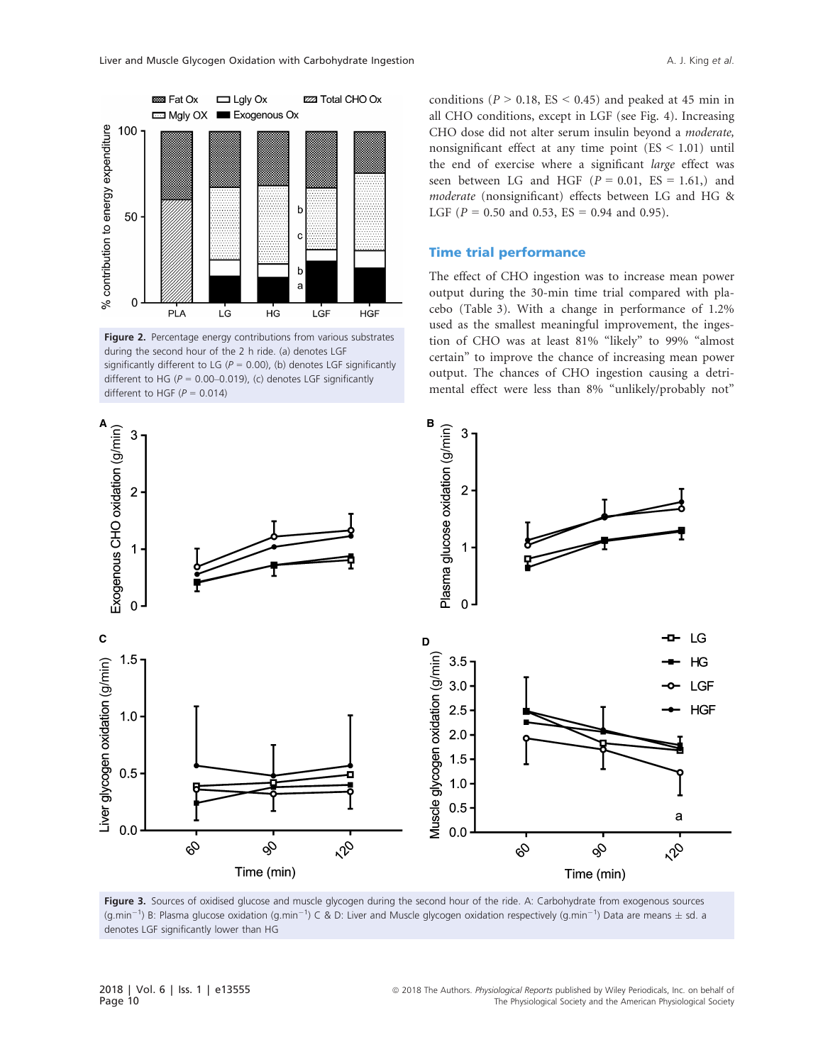Fat Ox
Lgly Ox
Total CHO Ox
Mgly OX
Exogenous Ox

% contribution to energy expenditure

100
50
0

b
c
b
a

PLA LG HG LGF HGF

Figure 2. Percentage energy contributions from various substrates during the second hour of the 2 h ride. (a) denotes LGF significantly different to LG ($P$ = 0.00), (b) denotes LGF significantly different to HG ($P$ = 0.00–0.019), (c) denotes LGF significantly different to HGF ($P$ = 0.014)

conditions ($P > 0.18$, ES < 0.45) and peaked at 45 min in all CHO conditions, except in LGF (see Fig. 4). Increasing CHO dose did not alter serum insulin beyond a *moderate*, nonsignificant effect at any time point (ES < 1.01) until the end of exercise where a significant *large* effect was seen between LG and HGF ($P$ = 0.01, ES = 1.61,) and *moderate* (nonsignificant) effects between LG and HG & LGF ($P$ = 0.50 and 0.53, ES = 0.94 and 0.95).

## Time trial performance

The effect of CHO ingestion was to increase mean power output during the 30-min time trial compared with placebo (Table 3). With a change in performance of 1.2% used as the smallest meaningful improvement, the ingestion of CHO was at least 81% "likely" to 99% "almost certain" to improve the chance of increasing mean power output. The chances of CHO ingestion causing a detrimental effect were less than 8% "unlikely/probably not"

A
Exogenous CHO oxidation (g/min)
3
2
1
0

B
Plasma glucose oxidation (g/min)
3
2
1
0

C
Liver glycogen oxidation (g/min)
1.5
1.0
0.5
0.0
60 90 120
Time (min)

D
Muscle glycogen oxidation (g/min)
3.5
3.0
2.5
2.0
1.5
1.0
0.5
0.0
a
60 90 120
Time (min)

LG
HG
LGF
HGF

Figure 3. Sources of oxidised glucose and muscle glycogen during the second hour of the ride. A: Carbohydrate from exogenous sources (g.min$^{-1}$) B: Plasma glucose oxidation (g.min$^{-1}$) C & D: Liver and Muscle glycogen oxidation respectively (g.min$^{-1}$) Data are means ± sd. a denotes LGF significantly lower than HG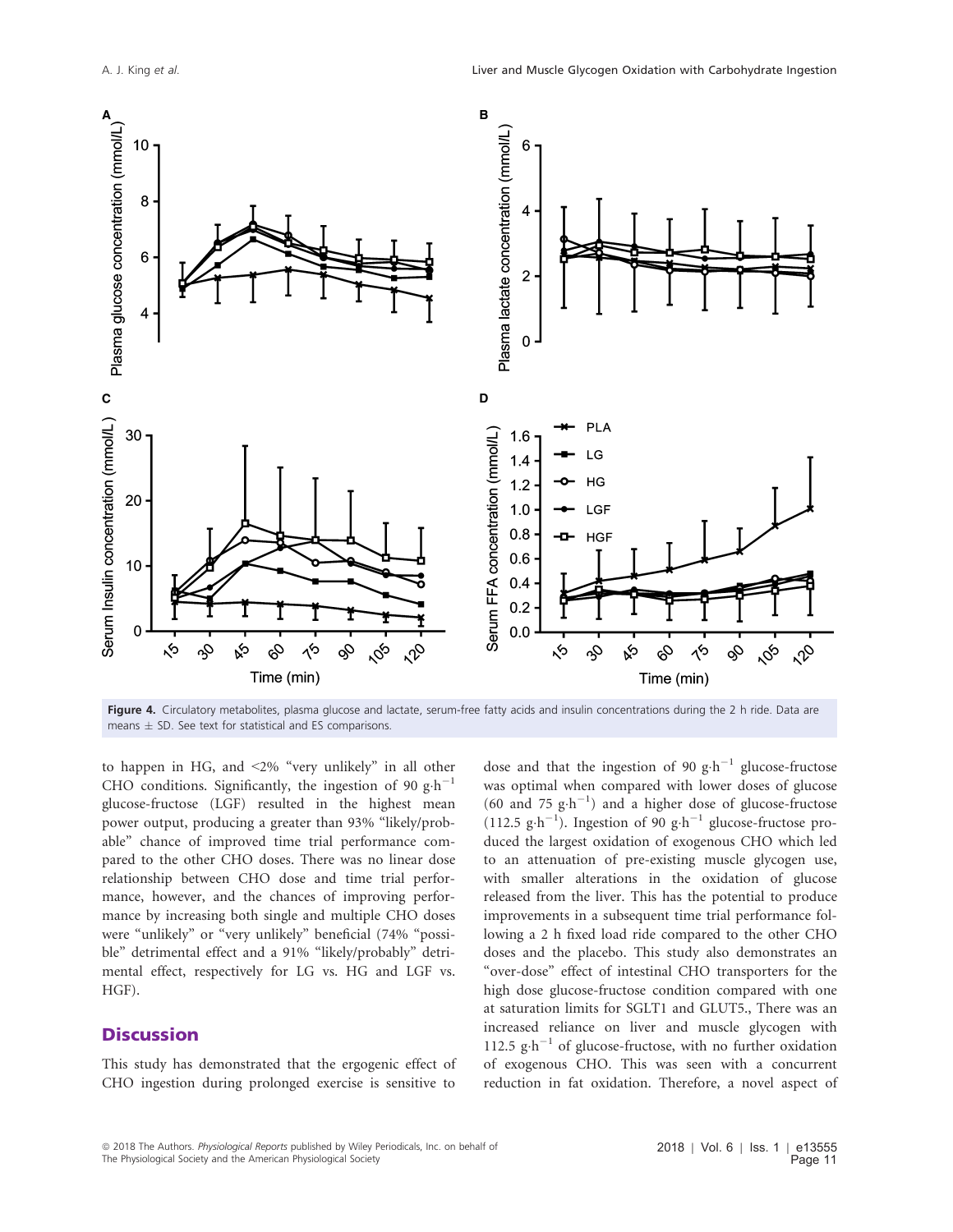A

Plasma glucose concentration (mmol/L)

10
8
6
4

B

Plasma lactate concentration (mmol/L)

6
4
2
0

C

Serum Insulin concentration (mmol/L)

30
20
10
0

15 30 45 60 75 90 105 120

Time (min)

D

Serum FFA concentration (mmol/L)

1.6
1.4
1.2
1.0
0.8
0.6
0.4
0.2
0.0

PLA
LG
HG
LGF
HGF

15 30 45 60 75 90 105 120

Time (min)

**Figure 4.** Circulatory metabolites, plasma glucose and lactate, serum-free fatty acids and insulin concentrations during the 2 h ride. Data are means ± SD. See text for statistical and ES comparisons.

to happen in HG, and <2% "very unlikely" in all other CHO conditions. Significantly, the ingestion of 90 g·h$^{-1}$ glucose-fructose (LGF) resulted in the highest mean power output, producing a greater than 93% "likely/probable" chance of improved time trial performance compared to the other CHO doses. There was no linear dose relationship between CHO dose and time trial performance, however, and the chances of improving performance by increasing both single and multiple CHO doses were "unlikely" or "very unlikely" beneficial (74% "possible" detrimental effect and a 91% "likely/probably" detrimental effect, respectively for LG vs. HG and LGF vs. HGF).

## Discussion

This study has demonstrated that the ergogenic effect of CHO ingestion during prolonged exercise is sensitive to dose and that the ingestion of 90 g·h$^{-1}$ glucose-fructose was optimal when compared with lower doses of glucose (60 and 75 g·h$^{-1}$) and a higher dose of glucose-fructose (112.5 g·h$^{-1}$). Ingestion of 90 g·h$^{-1}$ glucose-fructose produced the largest oxidation of exogenous CHO which led to an attenuation of pre-existing muscle glycogen use, with smaller alterations in the oxidation of glucose released from the liver. This has the potential to produce improvements in a subsequent time trial performance following a 2 h fixed load ride compared to the other CHO doses and the placebo. This study also demonstrates an "over-dose" effect of intestinal CHO transporters for the high dose glucose-fructose condition compared with one at saturation limits for SGLT1 and GLUT5., There was an increased reliance on liver and muscle glycogen with 112.5 g·h$^{-1}$ of glucose-fructose, with no further oxidation of exogenous CHO. This was seen with a concurrent reduction in fat oxidation. Therefore, a novel aspect of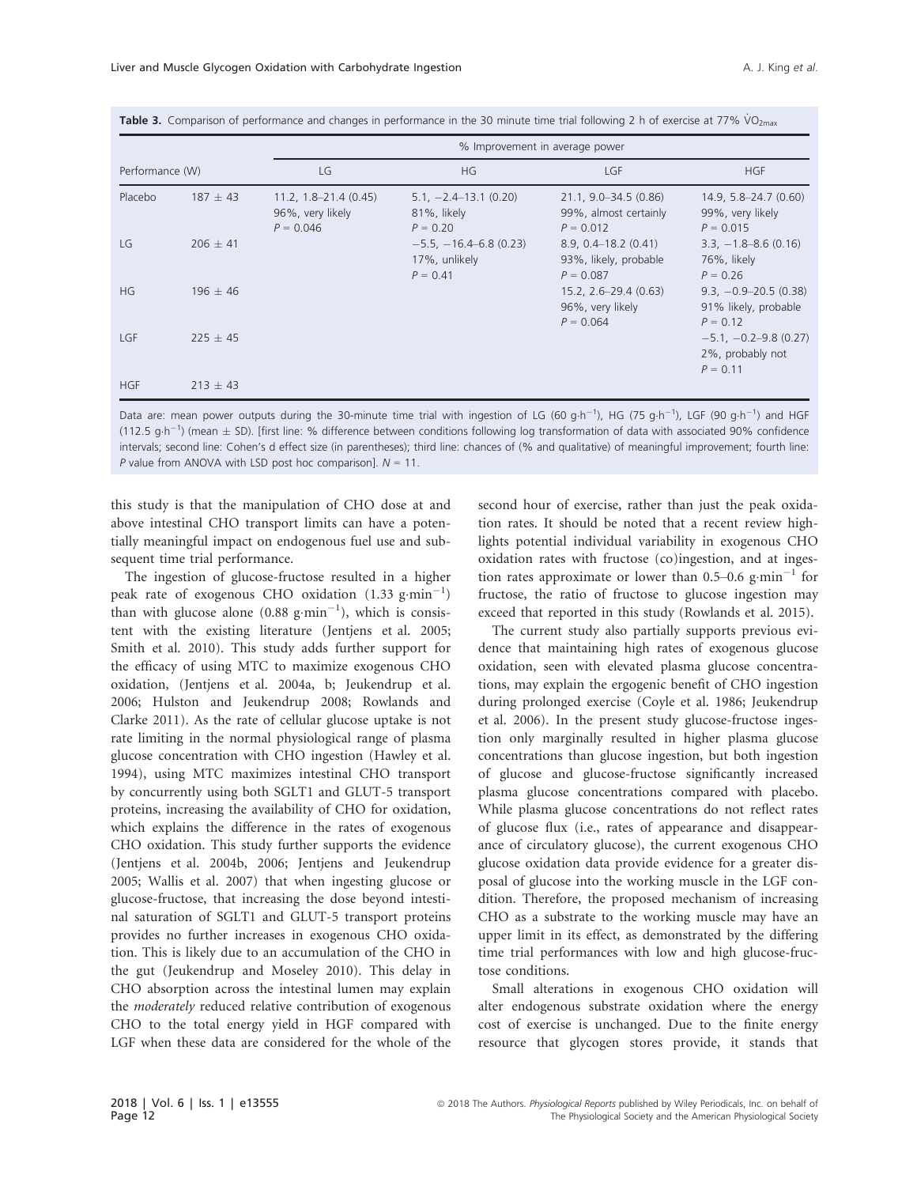**Table 3.** Comparison of performance and changes in performance in the 30 minute time trial following 2 h of exercise at 77% $\dot{V}O_{2max}$

| Performance (W) | | % Improvement in average power | | | |
|---|---|---|---|---|---|
| | | LG | HG | LGF | HGF |
| Placebo | 187 ± 43 | 11.2, 1.8–21.4 (0.45) 96%, very likely $P = 0.046$ | 5.1, −2.4–13.1 (0.20) 81%, likely $P = 0.20$ | 21.1, 9.0–34.5 (0.86) 99%, almost certainly $P = 0.012$ | 14.9, 5.8–24.7 (0.60) 99%, very likely $P = 0.015$ |
| LG | 206 ± 41 | | −5.5, −16.4–6.8 (0.23) 17%, unlikely $P = 0.41$ | 8.9, 0.4–18.2 (0.41) 93%, likely, probable $P = 0.087$ | 3.3, −1.8–8.6 (0.16) 76%, likely $P = 0.26$ |
| HG | 196 ± 46 | | | 15.2, 2.6–29.4 (0.63) 96%, very likely $P = 0.064$ | 9.3, −0.9–20.5 (0.38) 91% likely, probable $P = 0.12$ |
| LGF | 225 ± 45 | | | | −5.1, −0.2–9.8 (0.27) 2%, probably not $P = 0.11$ |
| HGF | 213 ± 43 | | | | |

Data are: mean power outputs during the 30-minute time trial with ingestion of LG (60 g·h$^{-1}$), HG (75 g·h$^{-1}$), LGF (90 g·h$^{-1}$) and HGF (112.5 g·h$^{-1}$) (mean ± SD). [first line: % difference between conditions following log transformation of data with associated 90% confidence intervals; second line: Cohen's d effect size (in parentheses); third line: chances of (% and qualitative) of meaningful improvement; fourth line: P value from ANOVA with LSD post hoc comparison]. $N = 11$.

this study is that the manipulation of CHO dose at and above intestinal CHO transport limits can have a potentially meaningful impact on endogenous fuel use and subsequent time trial performance.

The ingestion of glucose-fructose resulted in a higher peak rate of exogenous CHO oxidation (1.33 g·min$^{-1}$) than with glucose alone (0.88 g·min$^{-1}$), which is consistent with the existing literature (Jentjens et al. 2005; Smith et al. 2010). This study adds further support for the efficacy of using MTC to maximize exogenous CHO oxidation, (Jentjens et al. 2004a, b; Jeukendrup et al. 2006; Hulston and Jeukendrup 2008; Rowlands and Clarke 2011). As the rate of cellular glucose uptake is not rate limiting in the normal physiological range of plasma glucose concentration with CHO ingestion (Hawley et al. 1994), using MTC maximizes intestinal CHO transport by concurrently using both SGLT1 and GLUT-5 transport proteins, increasing the availability of CHO for oxidation, which explains the difference in the rates of exogenous CHO oxidation. This study further supports the evidence (Jentjens et al. 2004b, 2006; Jentjens and Jeukendrup 2005; Wallis et al. 2007) that when ingesting glucose or glucose-fructose, that increasing the dose beyond intestinal saturation of SGLT1 and GLUT-5 transport proteins provides no further increases in exogenous CHO oxidation. This is likely due to an accumulation of the CHO in the gut (Jeukendrup and Moseley 2010). This delay in CHO absorption across the intestinal lumen may explain the *moderately* reduced relative contribution of exogenous CHO to the total energy yield in HGF compared with LGF when these data are considered for the whole of the second hour of exercise, rather than just the peak oxidation rates. It should be noted that a recent review highlights potential individual variability in exogenous CHO oxidation rates with fructose (co)ingestion, and at ingestion rates approximate or lower than 0.5–0.6 g·min$^{-1}$ for fructose, the ratio of fructose to glucose ingestion may exceed that reported in this study (Rowlands et al. 2015).

The current study also partially supports previous evidence that maintaining high rates of exogenous glucose oxidation, seen with elevated plasma glucose concentrations, may explain the ergogenic benefit of CHO ingestion during prolonged exercise (Coyle et al. 1986; Jeukendrup et al. 2006). In the present study glucose-fructose ingestion only marginally resulted in higher plasma glucose concentrations than glucose ingestion, but both ingestion of glucose and glucose-fructose significantly increased plasma glucose concentrations compared with placebo. While plasma glucose concentrations do not reflect rates of glucose flux (i.e., rates of appearance and disappearance of circulatory glucose), the current exogenous CHO glucose oxidation data provide evidence for a greater disposal of glucose into the working muscle in the LGF condition. Therefore, the proposed mechanism of increasing CHO as a substrate to the working muscle may have an upper limit in its effect, as demonstrated by the differing time trial performances with low and high glucose-fructose conditions.

Small alterations in exogenous CHO oxidation will alter endogenous substrate oxidation where the energy cost of exercise is unchanged. Due to the finite energy resource that glycogen stores provide, it stands that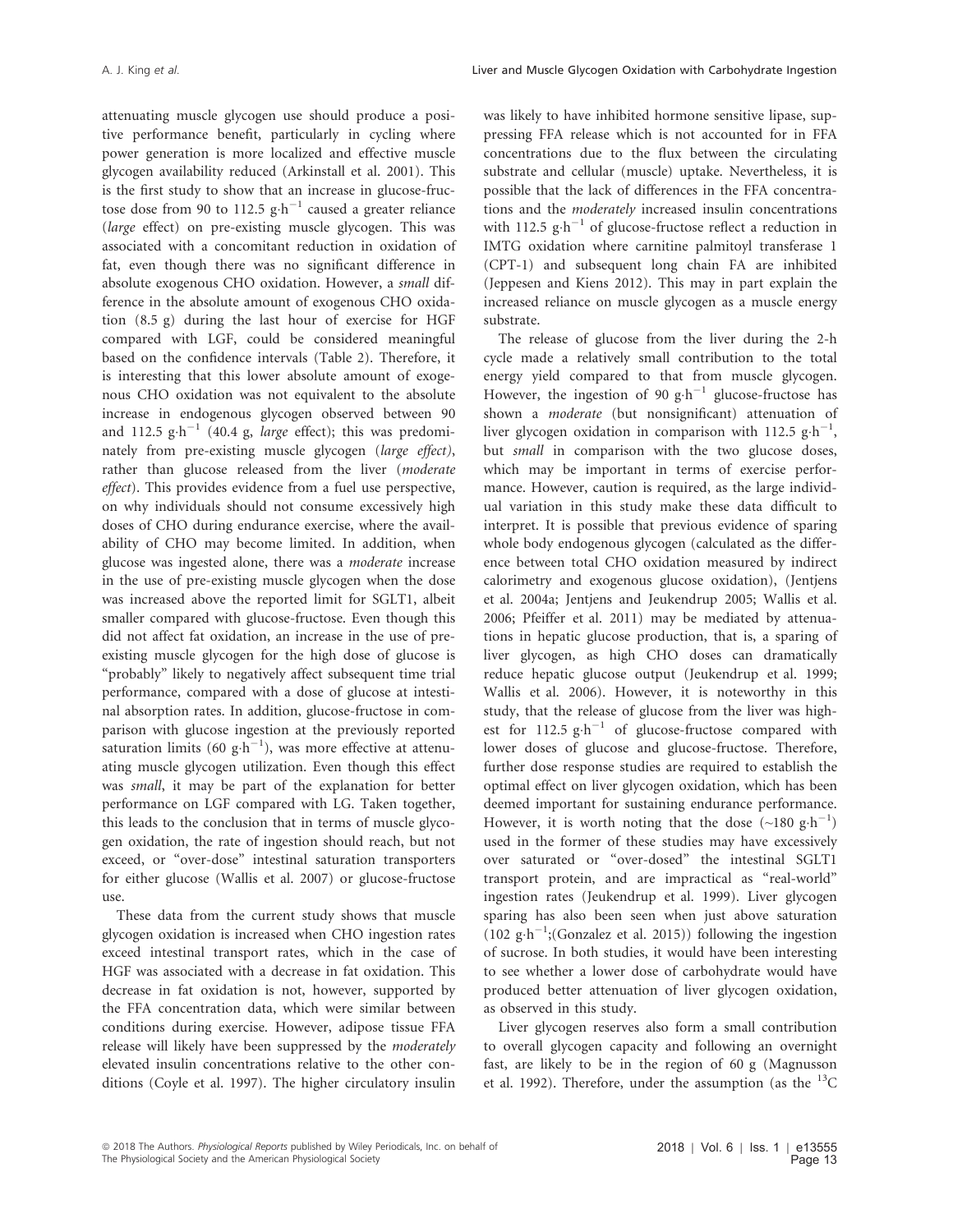attenuating muscle glycogen use should produce a positive performance benefit, particularly in cycling where power generation is more localized and effective muscle glycogen availability reduced (Arkinstall et al. 2001). This is the first study to show that an increase in glucose-fructose dose from 90 to 112.5 $g \cdot h^{-1}$ caused a greater reliance (*large* effect) on pre-existing muscle glycogen. This was associated with a concomitant reduction in oxidation of fat, even though there was no significant difference in absolute exogenous CHO oxidation. However, a *small* difference in the absolute amount of exogenous CHO oxidation (8.5 g) during the last hour of exercise for HGF compared with LGF, could be considered meaningful based on the confidence intervals (Table 2). Therefore, it is interesting that this lower absolute amount of exogenous CHO oxidation was not equivalent to the absolute increase in endogenous glycogen observed between 90 and 112.5 $g \cdot h^{-1}$ (40.4 g, *large* effect); this was predominately from pre-existing muscle glycogen (*large effect*), rather than glucose released from the liver (*moderate effect*). This provides evidence from a fuel use perspective, on why individuals should not consume excessively high doses of CHO during endurance exercise, where the availability of CHO may become limited. In addition, when glucose was ingested alone, there was a *moderate* increase in the use of pre-existing muscle glycogen when the dose was increased above the reported limit for SGLT1, albeit smaller compared with glucose-fructose. Even though this did not affect fat oxidation, an increase in the use of pre-existing muscle glycogen for the high dose of glucose is "probably" likely to negatively affect subsequent time trial performance, compared with a dose of glucose at intestinal absorption rates. In addition, glucose-fructose in comparison with glucose ingestion at the previously reported saturation limits (60 $g \cdot h^{-1}$), was more effective at attenuating muscle glycogen utilization. Even though this effect was *small*, it may be part of the explanation for better performance on LGF compared with LG. Taken together, this leads to the conclusion that in terms of muscle glycogen oxidation, the rate of ingestion should reach, but not exceed, or "over-dose" intestinal saturation transporters for either glucose (Wallis et al. 2007) or glucose-fructose use.

These data from the current study shows that muscle glycogen oxidation is increased when CHO ingestion rates exceed intestinal transport rates, which in the case of HGF was associated with a decrease in fat oxidation. This decrease in fat oxidation is not, however, supported by the FFA concentration data, which were similar between conditions during exercise. However, adipose tissue FFA release will likely have been suppressed by the *moderately* elevated insulin concentrations relative to the other conditions (Coyle et al. 1997). The higher circulatory insulin was likely to have inhibited hormone sensitive lipase, suppressing FFA release which is not accounted for in FFA concentrations due to the flux between the circulating substrate and cellular (muscle) uptake. Nevertheless, it is possible that the lack of differences in the FFA concentrations and the *moderately* increased insulin concentrations with 112.5 $g \cdot h^{-1}$ of glucose-fructose reflect a reduction in IMTG oxidation where carnitine palmitoyl transferase 1 (CPT-1) and subsequent long chain FA are inhibited (Jeppesen and Kiens 2012). This may in part explain the increased reliance on muscle glycogen as a muscle energy substrate.

The release of glucose from the liver during the 2-h cycle made a relatively small contribution to the total energy yield compared to that from muscle glycogen. However, the ingestion of 90 $g \cdot h^{-1}$ glucose-fructose has shown a *moderate* (but nonsignificant) attenuation of liver glycogen oxidation in comparison with 112.5 $g \cdot h^{-1}$, but *small* in comparison with the two glucose doses, which may be important in terms of exercise performance. However, caution is required, as the large individual variation in this study make these data difficult to interpret. It is possible that previous evidence of sparing whole body endogenous glycogen (calculated as the difference between total CHO oxidation measured by indirect calorimetry and exogenous glucose oxidation), (Jentjens et al. 2004a; Jentjens and Jeukendrup 2005; Wallis et al. 2006; Pfeiffer et al. 2011) may be mediated by attenuations in hepatic glucose production, that is, a sparing of liver glycogen, as high CHO doses can dramatically reduce hepatic glucose output (Jeukendrup et al. 1999; Wallis et al. 2006). However, it is noteworthy in this study, that the release of glucose from the liver was highest for 112.5 $g \cdot h^{-1}$ of glucose-fructose compared with lower doses of glucose and glucose-fructose. Therefore, further dose response studies are required to establish the optimal effect on liver glycogen oxidation, which has been deemed important for sustaining endurance performance. However, it is worth noting that the dose (~180 $g \cdot h^{-1}$) used in the former of these studies may have excessively over saturated or "over-dosed" the intestinal SGLT1 transport protein, and are impractical as "real-world" ingestion rates (Jeukendrup et al. 1999). Liver glycogen sparing has also been seen when just above saturation (102 $g \cdot h^{-1}$;(Gonzalez et al. 2015)) following the ingestion of sucrose. In both studies, it would have been interesting to see whether a lower dose of carbohydrate would have produced better attenuation of liver glycogen oxidation, as observed in this study.

Liver glycogen reserves also form a small contribution to overall glycogen capacity and following an overnight fast, are likely to be in the region of 60 g (Magnusson et al. 1992). Therefore, under the assumption (as the $^{13}C$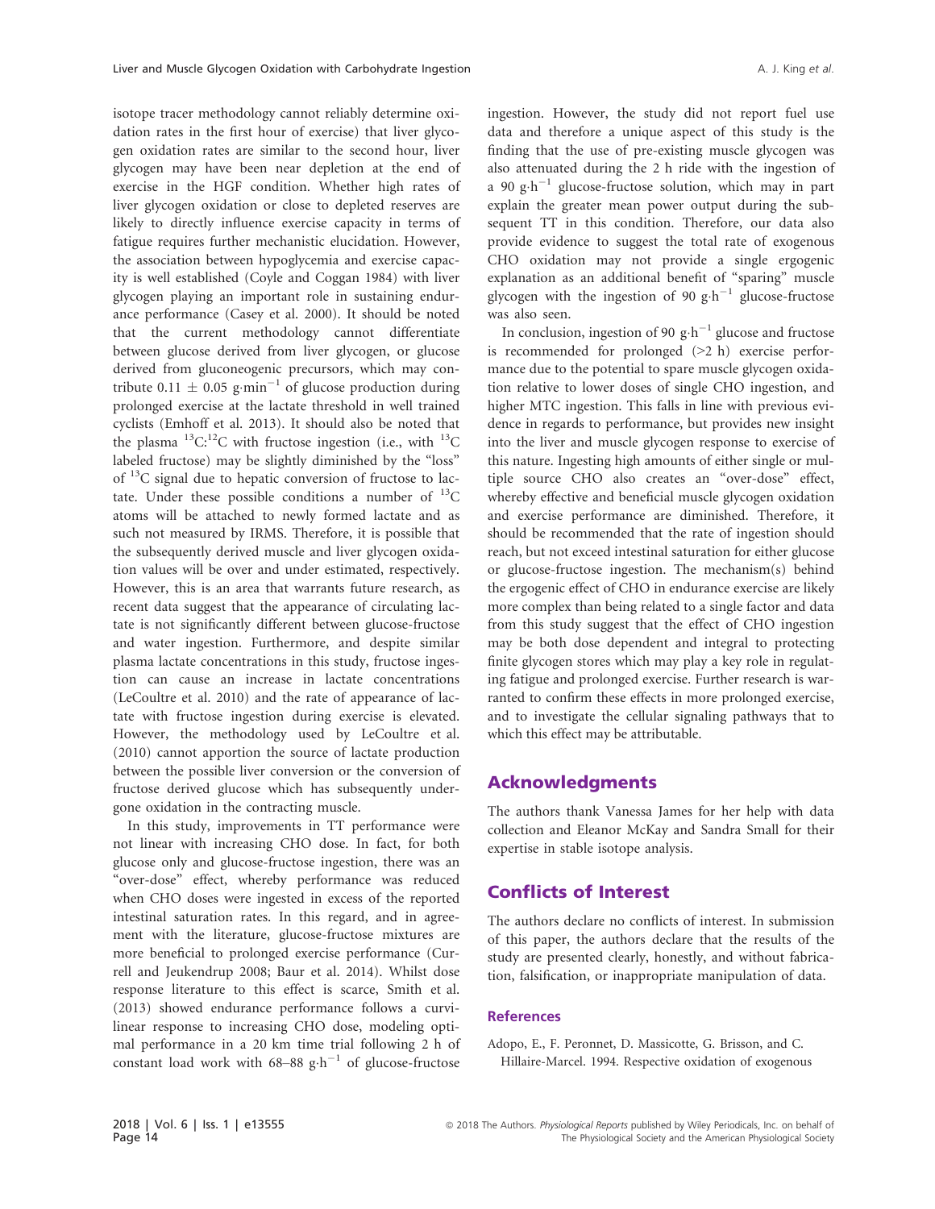isotope tracer methodology cannot reliably determine oxidation rates in the first hour of exercise) that liver glycogen oxidation rates are similar to the second hour, liver glycogen may have been near depletion at the end of exercise in the HGF condition. Whether high rates of liver glycogen oxidation or close to depleted reserves are likely to directly influence exercise capacity in terms of fatigue requires further mechanistic elucidation. However, the association between hypoglycemia and exercise capacity is well established (Coyle and Coggan 1984) with liver glycogen playing an important role in sustaining endurance performance (Casey et al. 2000). It should be noted that the current methodology cannot differentiate between glucose derived from liver glycogen, or glucose derived from gluconeogenic precursors, which may contribute $0.11 \pm 0.05$ g·min$^{-1}$ of glucose production during prolonged exercise at the lactate threshold in well trained cyclists (Emhoff et al. 2013). It should also be noted that the plasma $^{13}$C:$^{12}$C with fructose ingestion (i.e., with $^{13}$C labeled fructose) may be slightly diminished by the "loss" of $^{13}$C signal due to hepatic conversion of fructose to lactate. Under these possible conditions a number of $^{13}$C atoms will be attached to newly formed lactate and as such not measured by IRMS. Therefore, it is possible that the subsequently derived muscle and liver glycogen oxidation values will be over and under estimated, respectively. However, this is an area that warrants future research, as recent data suggest that the appearance of circulating lactate is not significantly different between glucose-fructose and water ingestion. Furthermore, and despite similar plasma lactate concentrations in this study, fructose ingestion can cause an increase in lactate concentrations (LeCoultre et al. 2010) and the rate of appearance of lactate with fructose ingestion during exercise is elevated. However, the methodology used by LeCoultre et al. (2010) cannot apportion the source of lactate production between the possible liver conversion or the conversion of fructose derived glucose which has subsequently undergone oxidation in the contracting muscle.

In this study, improvements in TT performance were not linear with increasing CHO dose. In fact, for both glucose only and glucose-fructose ingestion, there was an "over-dose" effect, whereby performance was reduced when CHO doses were ingested in excess of the reported intestinal saturation rates. In this regard, and in agreement with the literature, glucose-fructose mixtures are more beneficial to prolonged exercise performance (Currell and Jeukendrup 2008; Baur et al. 2014). Whilst dose response literature to this effect is scarce, Smith et al. (2013) showed endurance performance follows a curvilinear response to increasing CHO dose, modeling optimal performance in a 20 km time trial following 2 h of constant load work with 68–88 g·h$^{-1}$ of glucose-fructose ingestion. However, the study did not report fuel use data and therefore a unique aspect of this study is the finding that the use of pre-existing muscle glycogen was also attenuated during the 2 h ride with the ingestion of a 90 g·h$^{-1}$ glucose-fructose solution, which may in part explain the greater mean power output during the subsequent TT in this condition. Therefore, our data also provide evidence to suggest the total rate of exogenous CHO oxidation may not provide a single ergogenic explanation as an additional benefit of "sparing" muscle glycogen with the ingestion of 90 g·h$^{-1}$ glucose-fructose was also seen.

In conclusion, ingestion of 90 g·h$^{-1}$ glucose and fructose is recommended for prolonged (>2 h) exercise performance due to the potential to spare muscle glycogen oxidation relative to lower doses of single CHO ingestion, and higher MTC ingestion. This falls in line with previous evidence in regards to performance, but provides new insight into the liver and muscle glycogen response to exercise of this nature. Ingesting high amounts of either single or multiple source CHO also creates an "over-dose" effect, whereby effective and beneficial muscle glycogen oxidation and exercise performance are diminished. Therefore, it should be recommended that the rate of ingestion should reach, but not exceed intestinal saturation for either glucose or glucose-fructose ingestion. The mechanism(s) behind the ergogenic effect of CHO in endurance exercise are likely more complex than being related to a single factor and data from this study suggest that the effect of CHO ingestion may be both dose dependent and integral to protecting finite glycogen stores which may play a key role in regulating fatigue and prolonged exercise. Further research is warranted to confirm these effects in more prolonged exercise, and to investigate the cellular signaling pathways that to which this effect may be attributable.

## Acknowledgments

The authors thank Vanessa James for her help with data collection and Eleanor McKay and Sandra Small for their expertise in stable isotope analysis.

## Conflicts of Interest

The authors declare no conflicts of interest. In submission of this paper, the authors declare that the results of the study are presented clearly, honestly, and without fabrication, falsification, or inappropriate manipulation of data.

### References

Adopo, E., F. Peronnet, D. Massicotte, G. Brisson, and C. Hillaire-Marcel. 1994. Respective oxidation of exogenous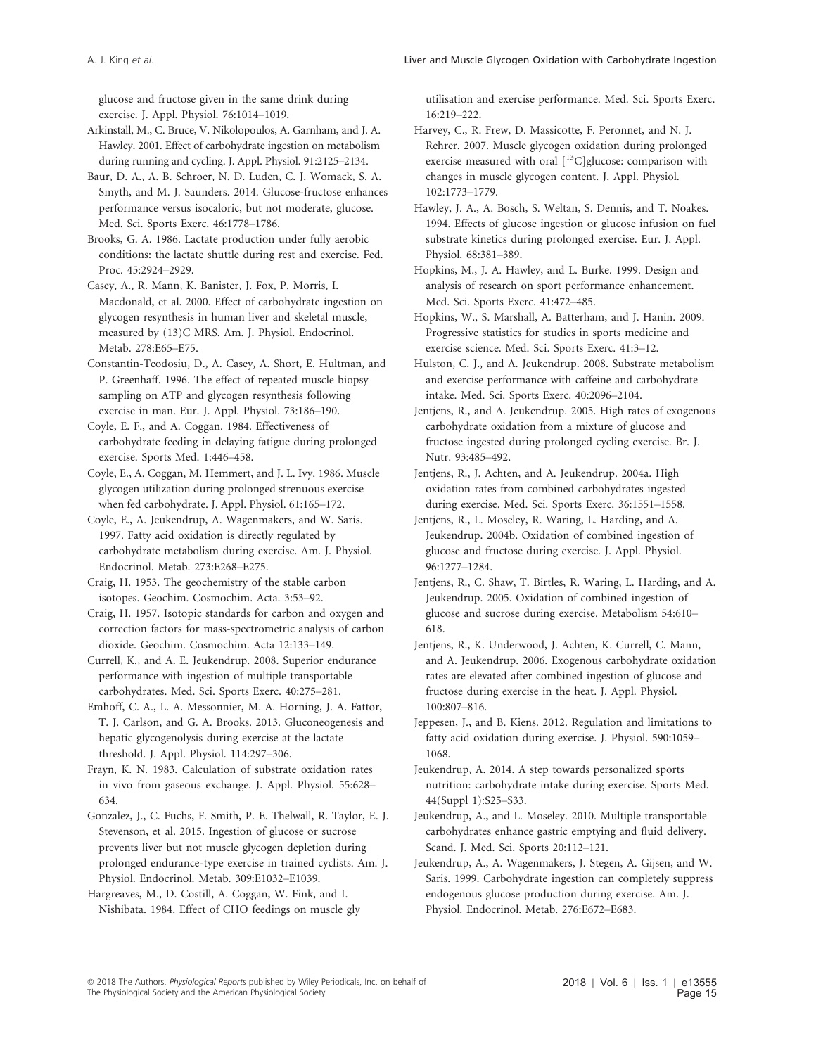glucose and fructose given in the same drink during exercise. J. Appl. Physiol. 76:1014–1019.

Arkinstall, M., C. Bruce, V. Nikolopoulos, A. Garnham, and J. A. Hawley. 2001. Effect of carbohydrate ingestion on metabolism during running and cycling. J. Appl. Physiol. 91:2125–2134.

Baur, D. A., A. B. Schroer, N. D. Luden, C. J. Womack, S. A. Smyth, and M. J. Saunders. 2014. Glucose-fructose enhances performance versus isocaloric, but not moderate, glucose. Med. Sci. Sports Exerc. 46:1778–1786.

Brooks, G. A. 1986. Lactate production under fully aerobic conditions: the lactate shuttle during rest and exercise. Fed. Proc. 45:2924–2929.

Casey, A., R. Mann, K. Banister, J. Fox, P. Morris, I. Macdonald, et al. 2000. Effect of carbohydrate ingestion on glycogen resynthesis in human liver and skeletal muscle, measured by (13)C MRS. Am. J. Physiol. Endocrinol. Metab. 278:E65–E75.

Constantin-Teodosiu, D., A. Casey, A. Short, E. Hultman, and P. Greenhaff. 1996. The effect of repeated muscle biopsy sampling on ATP and glycogen resynthesis following exercise in man. Eur. J. Appl. Physiol. 73:186–190.

Coyle, E. F., and A. Coggan. 1984. Effectiveness of carbohydrate feeding in delaying fatigue during prolonged exercise. Sports Med. 1:446–458.

Coyle, E., A. Coggan, M. Hemmert, and J. L. Ivy. 1986. Muscle glycogen utilization during prolonged strenuous exercise when fed carbohydrate. J. Appl. Physiol. 61:165–172.

Coyle, E., A. Jeukendrup, A. Wagenmakers, and W. Saris. 1997. Fatty acid oxidation is directly regulated by carbohydrate metabolism during exercise. Am. J. Physiol. Endocrinol. Metab. 273:E268–E275.

Craig, H. 1953. The geochemistry of the stable carbon isotopes. Geochim. Cosmochim. Acta. 3:53–92.

Craig, H. 1957. Isotopic standards for carbon and oxygen and correction factors for mass-spectrometric analysis of carbon dioxide. Geochim. Cosmochim. Acta 12:133–149.

Currell, K., and A. E. Jeukendrup. 2008. Superior endurance performance with ingestion of multiple transportable carbohydrates. Med. Sci. Sports Exerc. 40:275–281.

Emhoff, C. A., L. A. Messonnier, M. A. Horning, J. A. Fattor, T. J. Carlson, and G. A. Brooks. 2013. Gluconeogenesis and hepatic glycogenolysis during exercise at the lactate threshold. J. Appl. Physiol. 114:297–306.

Frayn, K. N. 1983. Calculation of substrate oxidation rates in vivo from gaseous exchange. J. Appl. Physiol. 55:628–634.

Gonzalez, J., C. Fuchs, F. Smith, P. E. Thelwall, R. Taylor, E. J. Stevenson, et al. 2015. Ingestion of glucose or sucrose prevents liver but not muscle glycogen depletion during prolonged endurance-type exercise in trained cyclists. Am. J. Physiol. Endocrinol. Metab. 309:E1032–E1039.

Hargreaves, M., D. Costill, A. Coggan, W. Fink, and I. Nishibata. 1984. Effect of CHO feedings on muscle gly utilisation and exercise performance. Med. Sci. Sports Exerc. 16:219–222.

Harvey, C., R. Frew, D. Massicotte, F. Peronnet, and N. J. Rehrer. 2007. Muscle glycogen oxidation during prolonged exercise measured with oral [$^{13}$C]glucose: comparison with changes in muscle glycogen content. J. Appl. Physiol. 102:1773–1779.

Hawley, J. A., A. Bosch, S. Weltan, S. Dennis, and T. Noakes. 1994. Effects of glucose ingestion or glucose infusion on fuel substrate kinetics during prolonged exercise. Eur. J. Appl. Physiol. 68:381–389.

Hopkins, M., J. A. Hawley, and L. Burke. 1999. Design and analysis of research on sport performance enhancement. Med. Sci. Sports Exerc. 41:472–485.

Hopkins, W., S. Marshall, A. Batterham, and J. Hanin. 2009. Progressive statistics for studies in sports medicine and exercise science. Med. Sci. Sports Exerc. 41:3–12.

Hulston, C. J., and A. Jeukendrup. 2008. Substrate metabolism and exercise performance with caffeine and carbohydrate intake. Med. Sci. Sports Exerc. 40:2096–2104.

Jentjens, R., and A. Jeukendrup. 2005. High rates of exogenous carbohydrate oxidation from a mixture of glucose and fructose ingested during prolonged cycling exercise. Br. J. Nutr. 93:485–492.

Jentjens, R., J. Achten, and A. Jeukendrup. 2004a. High oxidation rates from combined carbohydrates ingested during exercise. Med. Sci. Sports Exerc. 36:1551–1558.

Jentjens, R., L. Moseley, R. Waring, L. Harding, and A. Jeukendrup. 2004b. Oxidation of combined ingestion of glucose and fructose during exercise. J. Appl. Physiol. 96:1277–1284.

Jentjens, R., C. Shaw, T. Birtles, R. Waring, L. Harding, and A. Jeukendrup. 2005. Oxidation of combined ingestion of glucose and sucrose during exercise. Metabolism 54:610–618.

Jentjens, R., K. Underwood, J. Achten, K. Currell, C. Mann, and A. Jeukendrup. 2006. Exogenous carbohydrate oxidation rates are elevated after combined ingestion of glucose and fructose during exercise in the heat. J. Appl. Physiol. 100:807–816.

Jeppesen, J., and B. Kiens. 2012. Regulation and limitations to fatty acid oxidation during exercise. J. Physiol. 590:1059–1068.

Jeukendrup, A. 2014. A step towards personalized sports nutrition: carbohydrate intake during exercise. Sports Med. 44(Suppl 1):S25–S33.

Jeukendrup, A., and L. Moseley. 2010. Multiple transportable carbohydrates enhance gastric emptying and fluid delivery. Scand. J. Med. Sci. Sports 20:112–121.

Jeukendrup, A., A. Wagenmakers, J. Stegen, A. Gijsen, and W. Saris. 1999. Carbohydrate ingestion can completely suppress endogenous glucose production during exercise. Am. J. Physiol. Endocrinol. Metab. 276:E672–E683.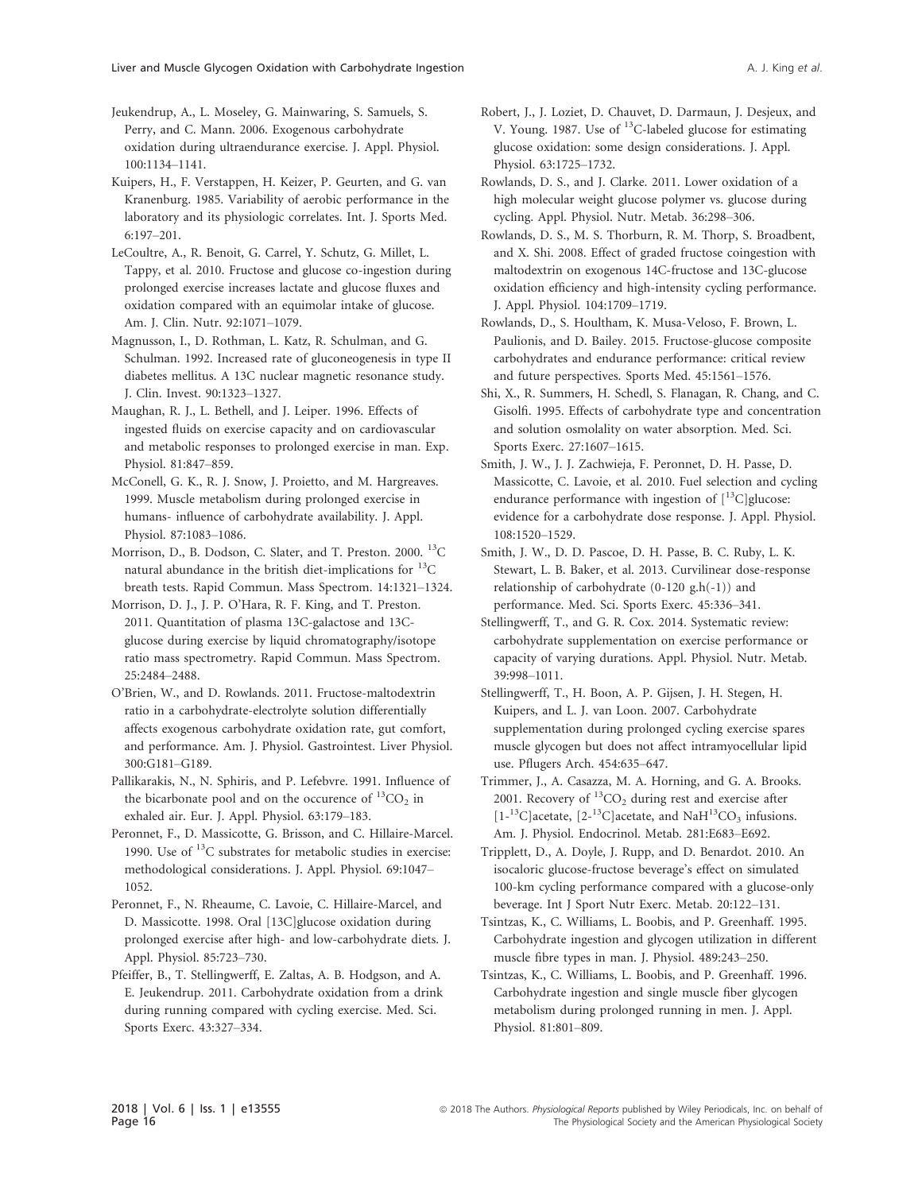Jeukendrup, A., L. Moseley, G. Mainwaring, S. Samuels, S. Perry, and C. Mann. 2006. Exogenous carbohydrate oxidation during ultraendurance exercise. J. Appl. Physiol. 100:1134–1141.

Kuipers, H., F. Verstappen, H. Keizer, P. Geurten, and G. van Kranenburg. 1985. Variability of aerobic performance in the laboratory and its physiologic correlates. Int. J. Sports Med. 6:197–201.

LeCoultre, A., R. Benoit, G. Carrel, Y. Schutz, G. Millet, L. Tappy, et al. 2010. Fructose and glucose co-ingestion during prolonged exercise increases lactate and glucose fluxes and oxidation compared with an equimolar intake of glucose. Am. J. Clin. Nutr. 92:1071–1079.

Magnusson, I., D. Rothman, L. Katz, R. Schulman, and G. Schulman. 1992. Increased rate of gluconeogenesis in type II diabetes mellitus. A 13C nuclear magnetic resonance study. J. Clin. Invest. 90:1323–1327.

Maughan, R. J., L. Bethell, and J. Leiper. 1996. Effects of ingested fluids on exercise capacity and on cardiovascular and metabolic responses to prolonged exercise in man. Exp. Physiol. 81:847–859.

McConell, G. K., R. J. Snow, J. Proietto, and M. Hargreaves. 1999. Muscle metabolism during prolonged exercise in humans- influence of carbohydrate availability. J. Appl. Physiol. 87:1083–1086.

Morrison, D., B. Dodson, C. Slater, and T. Preston. 2000. $^{13}C$ natural abundance in the british diet-implications for $^{13}C$ breath tests. Rapid Commun. Mass Spectrom. 14:1321–1324.

Morrison, D. J., J. P. O'Hara, R. F. King, and T. Preston. 2011. Quantitation of plasma 13C-galactose and 13C-glucose during exercise by liquid chromatography/isotope ratio mass spectrometry. Rapid Commun. Mass Spectrom. 25:2484–2488.

O'Brien, W., and D. Rowlands. 2011. Fructose-maltodextrin ratio in a carbohydrate-electrolyte solution differentially affects exogenous carbohydrate oxidation rate, gut comfort, and performance. Am. J. Physiol. Gastrointest. Liver Physiol. 300:G181–G189.

Pallikarakis, N., N. Sphiris, and P. Lefebvre. 1991. Influence of the bicarbonate pool and on the occurence of $^{13}CO_2$ in exhaled air. Eur. J. Appl. Physiol. 63:179–183.

Peronnet, F., D. Massicotte, G. Brisson, and C. Hillaire-Marcel. 1990. Use of $^{13}C$ substrates for metabolic studies in exercise: methodological considerations. J. Appl. Physiol. 69:1047–1052.

Peronnet, F., N. Rheaume, C. Lavoie, C. Hillaire-Marcel, and D. Massicotte. 1998. Oral [13C]glucose oxidation during prolonged exercise after high- and low-carbohydrate diets. J. Appl. Physiol. 85:723–730.

Pfeiffer, B., T. Stellingwerff, E. Zaltas, A. B. Hodgson, and A. E. Jeukendrup. 2011. Carbohydrate oxidation from a drink during running compared with cycling exercise. Med. Sci. Sports Exerc. 43:327–334.

Robert, J., J. Loziet, D. Chauvet, D. Darmaun, J. Desjeux, and V. Young. 1987. Use of $^{13}C$-labeled glucose for estimating glucose oxidation: some design considerations. J. Appl. Physiol. 63:1725–1732.

Rowlands, D. S., and J. Clarke. 2011. Lower oxidation of a high molecular weight glucose polymer vs. glucose during cycling. Appl. Physiol. Nutr. Metab. 36:298–306.

Rowlands, D. S., M. S. Thorburn, R. M. Thorp, S. Broadbent, and X. Shi. 2008. Effect of graded fructose coingestion with maltodextrin on exogenous 14C-fructose and 13C-glucose oxidation efficiency and high-intensity cycling performance. J. Appl. Physiol. 104:1709–1719.

Rowlands, D., S. Houltham, K. Musa-Veloso, F. Brown, L. Paulionis, and D. Bailey. 2015. Fructose-glucose composite carbohydrates and endurance performance: critical review and future perspectives. Sports Med. 45:1561–1576.

Shi, X., R. Summers, H. Schedl, S. Flanagan, R. Chang, and C. Gisolfi. 1995. Effects of carbohydrate type and concentration and solution osmolality on water absorption. Med. Sci. Sports Exerc. 27:1607–1615.

Smith, J. W., J. J. Zachwieja, F. Peronnet, D. H. Passe, D. Massicotte, C. Lavoie, et al. 2010. Fuel selection and cycling endurance performance with ingestion of [$^{13}C$]glucose: evidence for a carbohydrate dose response. J. Appl. Physiol. 108:1520–1529.

Smith, J. W., D. D. Pascoe, D. H. Passe, B. C. Ruby, L. K. Stewart, L. B. Baker, et al. 2013. Curvilinear dose-response relationship of carbohydrate (0-120 g.h(-1)) and performance. Med. Sci. Sports Exerc. 45:336–341.

Stellingwerff, T., and G. R. Cox. 2014. Systematic review: carbohydrate supplementation on exercise performance or capacity of varying durations. Appl. Physiol. Nutr. Metab. 39:998–1011.

Stellingwerff, T., H. Boon, A. P. Gijsen, J. H. Stegen, H. Kuipers, and L. J. van Loon. 2007. Carbohydrate supplementation during prolonged cycling exercise spares muscle glycogen but does not affect intramyocellular lipid use. Pflugers Arch. 454:635–647.

Trimmer, J., A. Casazza, M. A. Horning, and G. A. Brooks. 2001. Recovery of $^{13}CO_2$ during rest and exercise after [1-$^{13}C$]acetate, [2-$^{13}C$]acetate, and $NaH^{13}CO_3$ infusions. Am. J. Physiol. Endocrinol. Metab. 281:E683–E692.

Tripplett, D., A. Doyle, J. Rupp, and D. Benardot. 2010. An isocaloric glucose-fructose beverage's effect on simulated 100-km cycling performance compared with a glucose-only beverage. Int J Sport Nutr Exerc. Metab. 20:122–131.

Tsintzas, K., C. Williams, L. Boobis, and P. Greenhaff. 1995. Carbohydrate ingestion and glycogen utilization in different muscle fibre types in man. J. Physiol. 489:243–250.

Tsintzas, K., C. Williams, L. Boobis, and P. Greenhaff. 1996. Carbohydrate ingestion and single muscle fiber glycogen metabolism during prolonged running in men. J. Appl. Physiol. 81:801–809.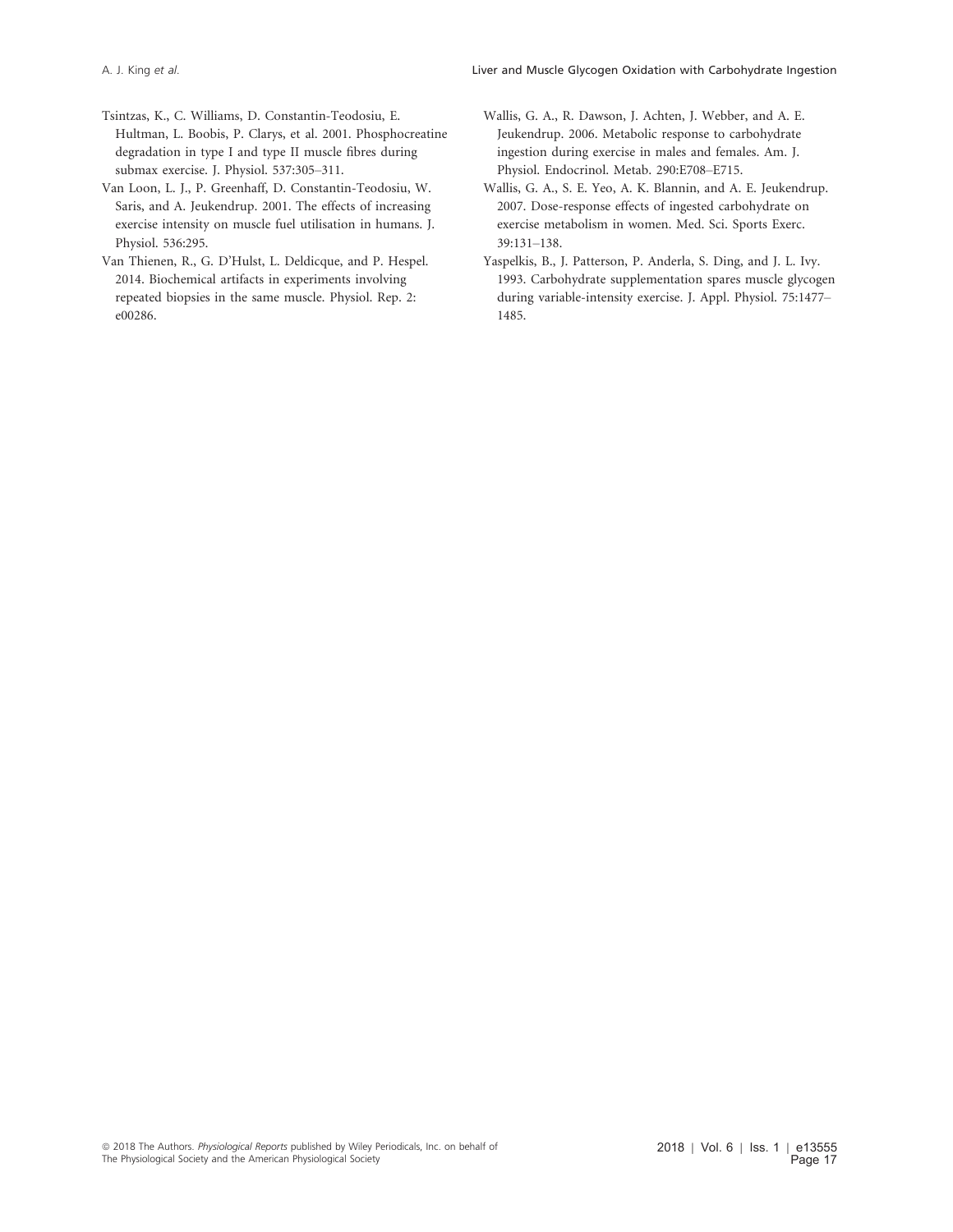Tsintzas, K., C. Williams, D. Constantin-Teodosiu, E. Hultman, L. Boobis, P. Clarys, et al. 2001. Phosphocreatine degradation in type I and type II muscle fibres during submax exercise. J. Physiol. 537:305–311.

Van Loon, L. J., P. Greenhaff, D. Constantin-Teodosiu, W. Saris, and A. Jeukendrup. 2001. The effects of increasing exercise intensity on muscle fuel utilisation in humans. J. Physiol. 536:295.

Van Thienen, R., G. D'Hulst, L. Deldicque, and P. Hespel. 2014. Biochemical artifacts in experiments involving repeated biopsies in the same muscle. Physiol. Rep. 2: e00286.

Wallis, G. A., R. Dawson, J. Achten, J. Webber, and A. E. Jeukendrup. 2006. Metabolic response to carbohydrate ingestion during exercise in males and females. Am. J. Physiol. Endocrinol. Metab. 290:E708–E715.

Wallis, G. A., S. E. Yeo, A. K. Blannin, and A. E. Jeukendrup. 2007. Dose-response effects of ingested carbohydrate on exercise metabolism in women. Med. Sci. Sports Exerc. 39:131–138.

Yaspelkis, B., J. Patterson, P. Anderla, S. Ding, and J. L. Ivy. 1993. Carbohydrate supplementation spares muscle glycogen during variable-intensity exercise. J. Appl. Physiol. 75:1477–1485.